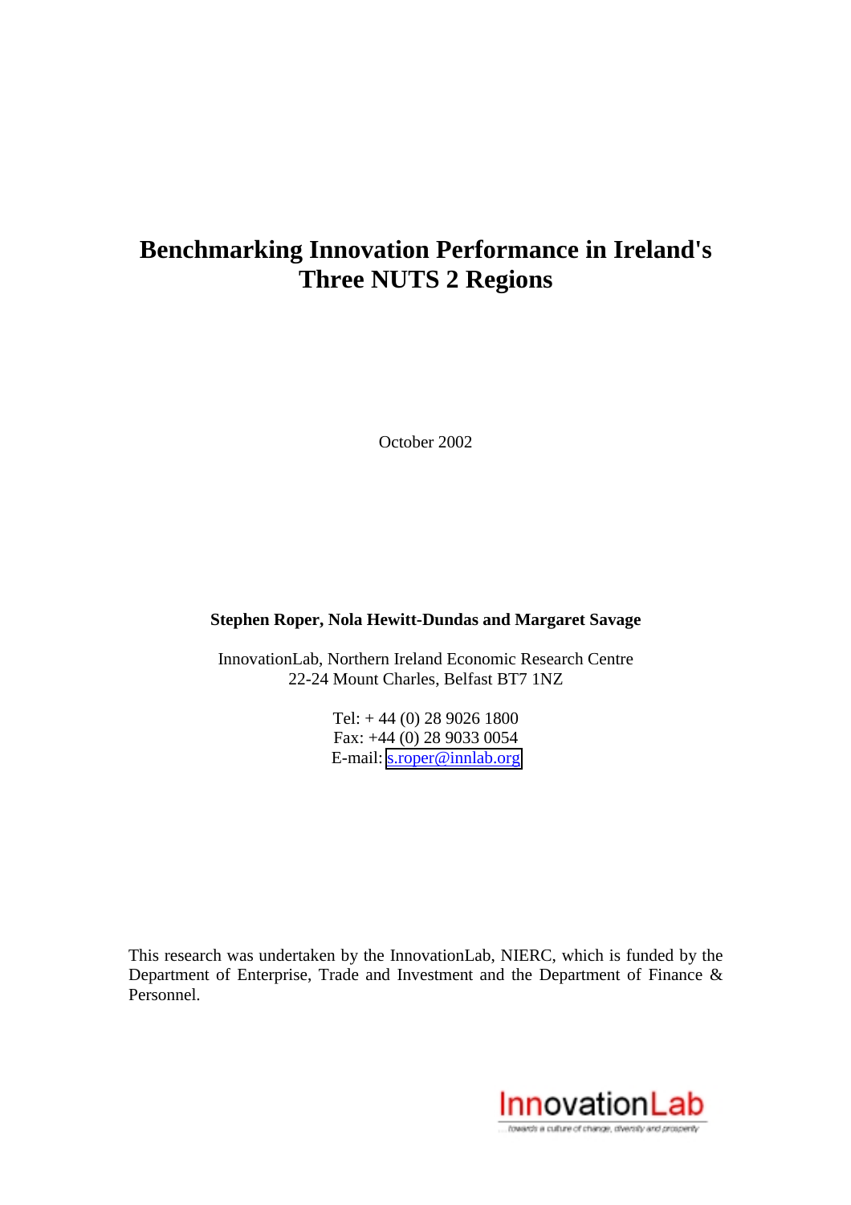# Benchmarking Innovation Performance in Ireland's Three NUTS 2 Regions

October 2002

**Stephen Roper, Nola Hewitt-Dundas and Margaret Savage**

InnovationLab, Northern Ireland Economic Research Centre
22-24 Mount Charles, Belfast BT7 1NZ

Tel: + 44 (0) 28 9026 1800
Fax: +44 (0) 28 9033 0054
E-mail: s.roper@innlab.org

This research was undertaken by the InnovationLab, NIERC, which is funded by the Department of Enterprise, Trade and Investment and the Department of Finance & Personnel.

InnovationLab
...towards a culture of change, diversity and prosperity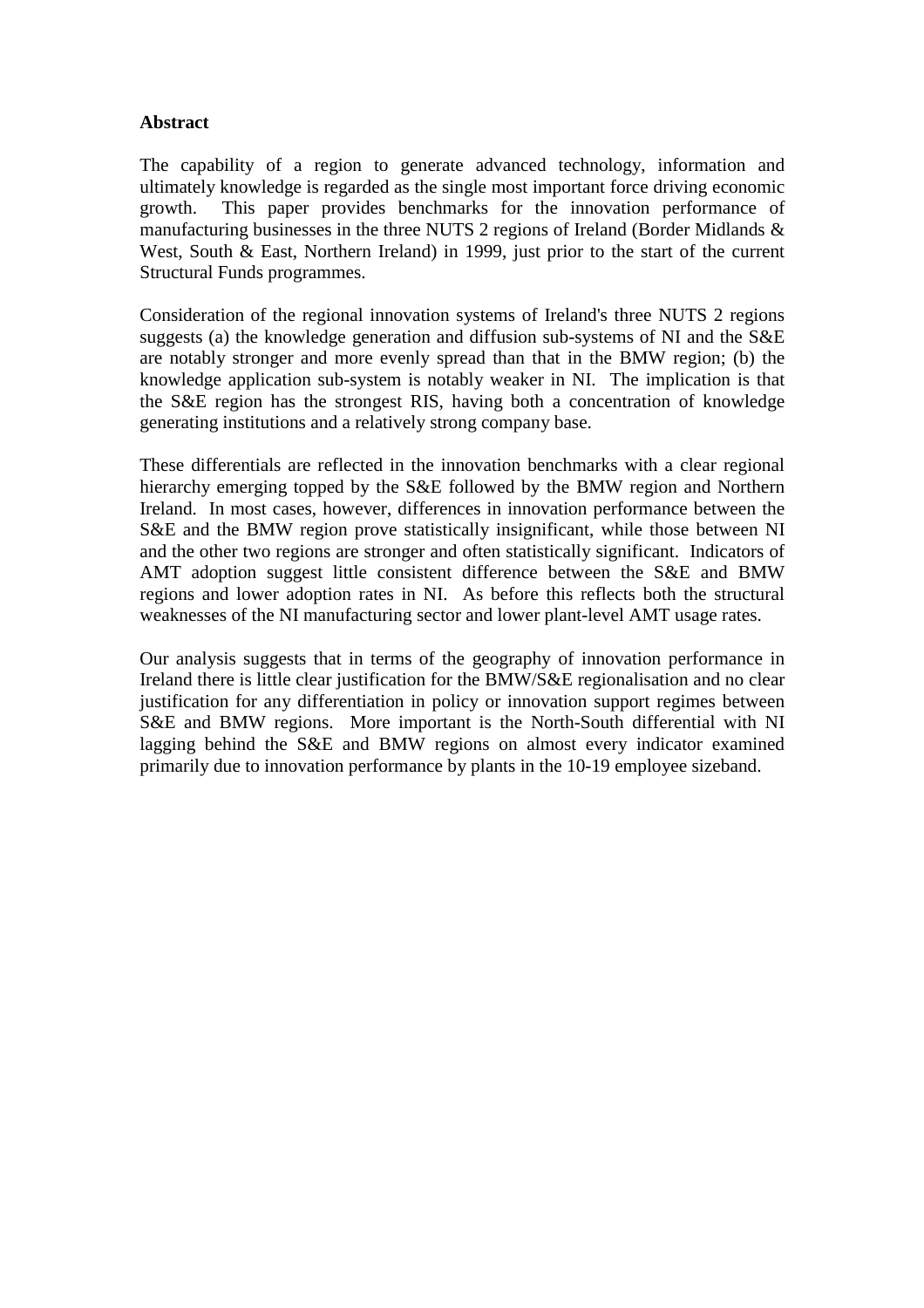**Abstract**

The capability of a region to generate advanced technology, information and ultimately knowledge is regarded as the single most important force driving economic growth. This paper provides benchmarks for the innovation performance of manufacturing businesses in the three NUTS 2 regions of Ireland (Border Midlands & West, South & East, Northern Ireland) in 1999, just prior to the start of the current Structural Funds programmes.

Consideration of the regional innovation systems of Ireland's three NUTS 2 regions suggests (a) the knowledge generation and diffusion sub-systems of NI and the S&E are notably stronger and more evenly spread than that in the BMW region; (b) the knowledge application sub-system is notably weaker in NI. The implication is that the S&E region has the strongest RIS, having both a concentration of knowledge generating institutions and a relatively strong company base.

These differentials are reflected in the innovation benchmarks with a clear regional hierarchy emerging topped by the S&E followed by the BMW region and Northern Ireland. In most cases, however, differences in innovation performance between the S&E and the BMW region prove statistically insignificant, while those between NI and the other two regions are stronger and often statistically significant. Indicators of AMT adoption suggest little consistent difference between the S&E and BMW regions and lower adoption rates in NI. As before this reflects both the structural weaknesses of the NI manufacturing sector and lower plant-level AMT usage rates.

Our analysis suggests that in terms of the geography of innovation performance in Ireland there is little clear justification for the BMW/S&E regionalisation and no clear justification for any differentiation in policy or innovation support regimes between S&E and BMW regions. More important is the North-South differential with NI lagging behind the S&E and BMW regions on almost every indicator examined primarily due to innovation performance by plants in the 10-19 employee sizeband.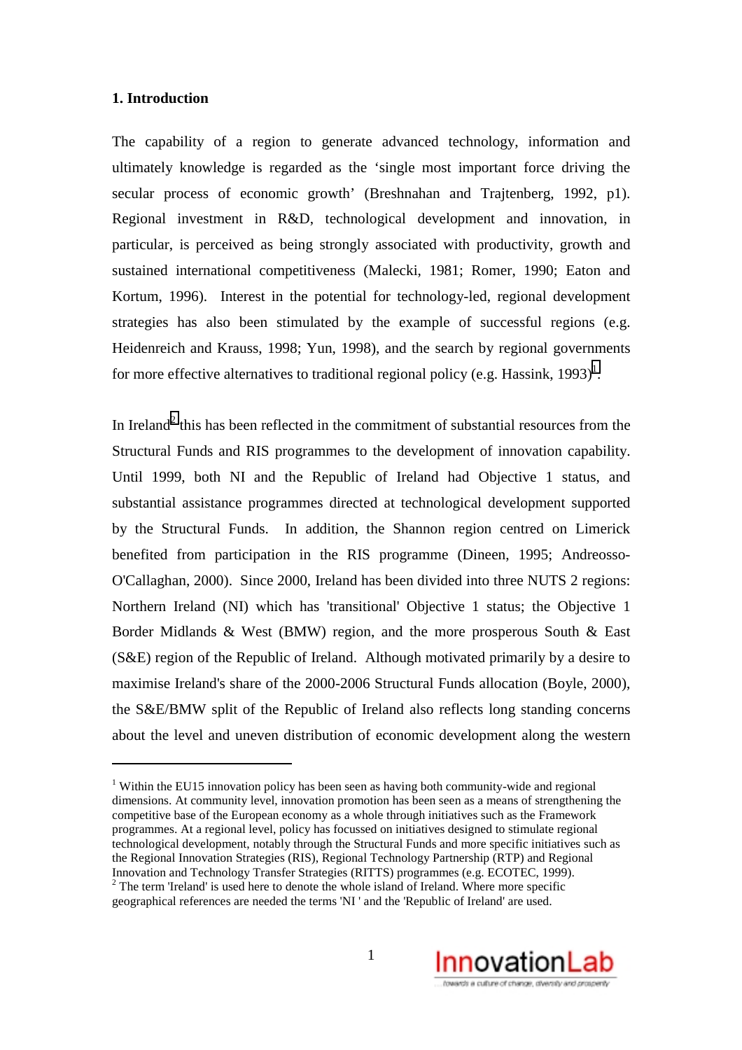## 1. Introduction

The capability of a region to generate advanced technology, information and ultimately knowledge is regarded as the 'single most important force driving the secular process of economic growth' (Breshnahan and Trajtenberg, 1992, p1). Regional investment in R&D, technological development and innovation, in particular, is perceived as being strongly associated with productivity, growth and sustained international competitiveness (Malecki, 1981; Romer, 1990; Eaton and Kortum, 1996). Interest in the potential for technology-led, regional development strategies has also been stimulated by the example of successful regions (e.g. Heidenreich and Krauss, 1998; Yun, 1998), and the search by regional governments for more effective alternatives to traditional regional policy (e.g. Hassink, 1993)[1].

In Ireland[2] this has been reflected in the commitment of substantial resources from the Structural Funds and RIS programmes to the development of innovation capability. Until 1999, both NI and the Republic of Ireland had Objective 1 status, and substantial assistance programmes directed at technological development supported by the Structural Funds. In addition, the Shannon region centred on Limerick benefited from participation in the RIS programme (Dineen, 1995; Andreosso-O'Callaghan, 2000). Since 2000, Ireland has been divided into three NUTS 2 regions: Northern Ireland (NI) which has 'transitional' Objective 1 status; the Objective 1 Border Midlands & West (BMW) region, and the more prosperous South & East (S&E) region of the Republic of Ireland. Although motivated primarily by a desire to maximise Ireland's share of the 2000-2006 Structural Funds allocation (Boyle, 2000), the S&E/BMW split of the Republic of Ireland also reflects long standing concerns about the level and uneven distribution of economic development along the western

---

[1] Within the EU15 innovation policy has been seen as having both community-wide and regional dimensions. At community level, innovation promotion has been seen as a means of strengthening the competitive base of the European economy as a whole through initiatives such as the Framework programmes. At a regional level, policy has focussed on initiatives designed to stimulate regional technological development, notably through the Structural Funds and more specific initiatives such as the Regional Innovation Strategies (RIS), Regional Technology Partnership (RTP) and Regional Innovation and Technology Transfer Strategies (RITTS) programmes (e.g. ECOTEC, 1999).

[2] The term 'Ireland' is used here to denote the whole island of Ireland. Where more specific geographical references are needed the terms 'NI ' and the 'Republic of Ireland' are used.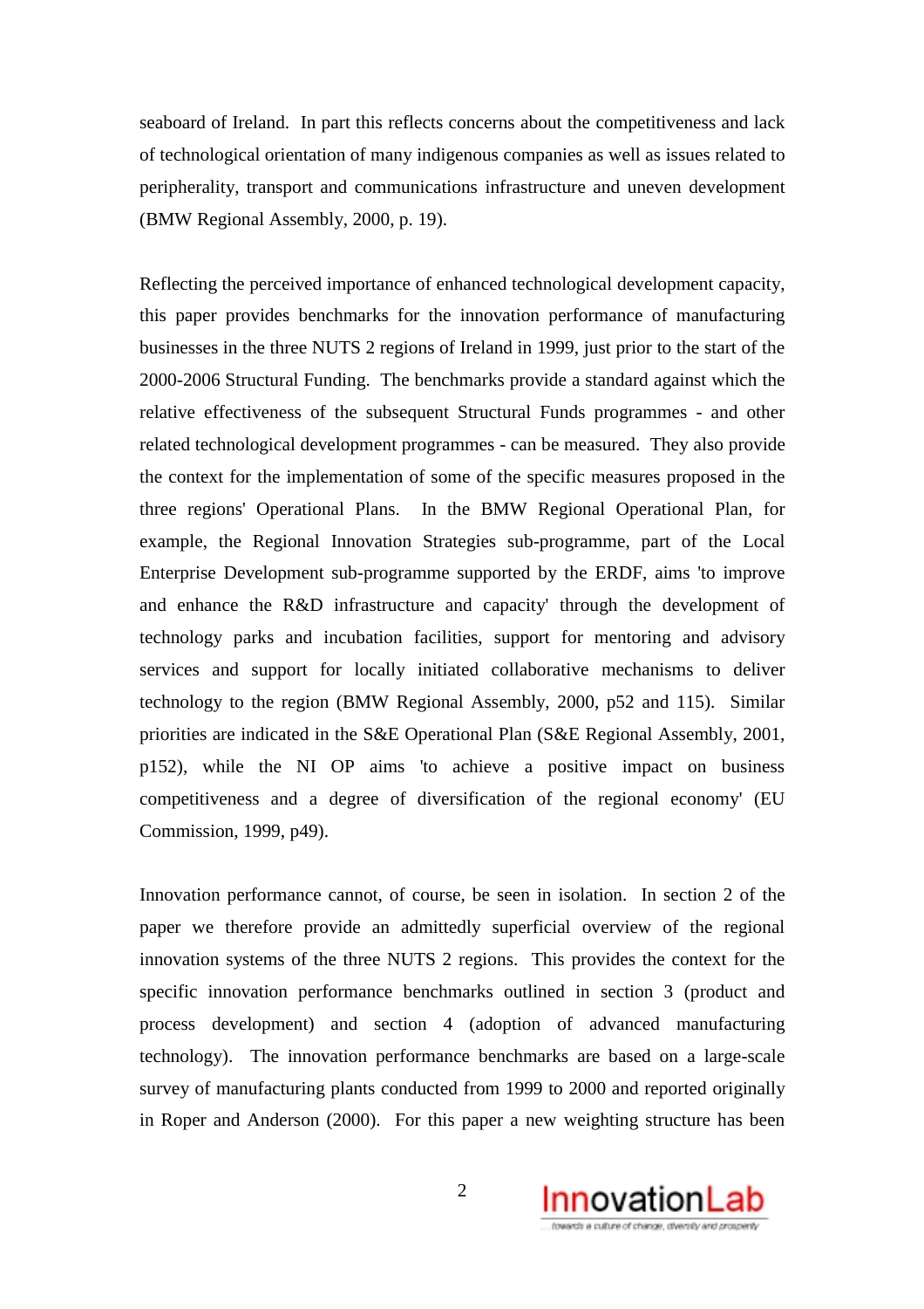seaboard of Ireland. In part this reflects concerns about the competitiveness and lack of technological orientation of many indigenous companies as well as issues related to peripherality, transport and communications infrastructure and uneven development (BMW Regional Assembly, 2000, p. 19).

Reflecting the perceived importance of enhanced technological development capacity, this paper provides benchmarks for the innovation performance of manufacturing businesses in the three NUTS 2 regions of Ireland in 1999, just prior to the start of the 2000-2006 Structural Funding. The benchmarks provide a standard against which the relative effectiveness of the subsequent Structural Funds programmes - and other related technological development programmes - can be measured. They also provide the context for the implementation of some of the specific measures proposed in the three regions' Operational Plans. In the BMW Regional Operational Plan, for example, the Regional Innovation Strategies sub-programme, part of the Local Enterprise Development sub-programme supported by the ERDF, aims 'to improve and enhance the R&D infrastructure and capacity' through the development of technology parks and incubation facilities, support for mentoring and advisory services and support for locally initiated collaborative mechanisms to deliver technology to the region (BMW Regional Assembly, 2000, p52 and 115). Similar priorities are indicated in the S&E Operational Plan (S&E Regional Assembly, 2001, p152), while the NI OP aims 'to achieve a positive impact on business competitiveness and a degree of diversification of the regional economy' (EU Commission, 1999, p49).

Innovation performance cannot, of course, be seen in isolation. In section 2 of the paper we therefore provide an admittedly superficial overview of the regional innovation systems of the three NUTS 2 regions. This provides the context for the specific innovation performance benchmarks outlined in section 3 (product and process development) and section 4 (adoption of advanced manufacturing technology). The innovation performance benchmarks are based on a large-scale survey of manufacturing plants conducted from 1999 to 2000 and reported originally in Roper and Anderson (2000). For this paper a new weighting structure has been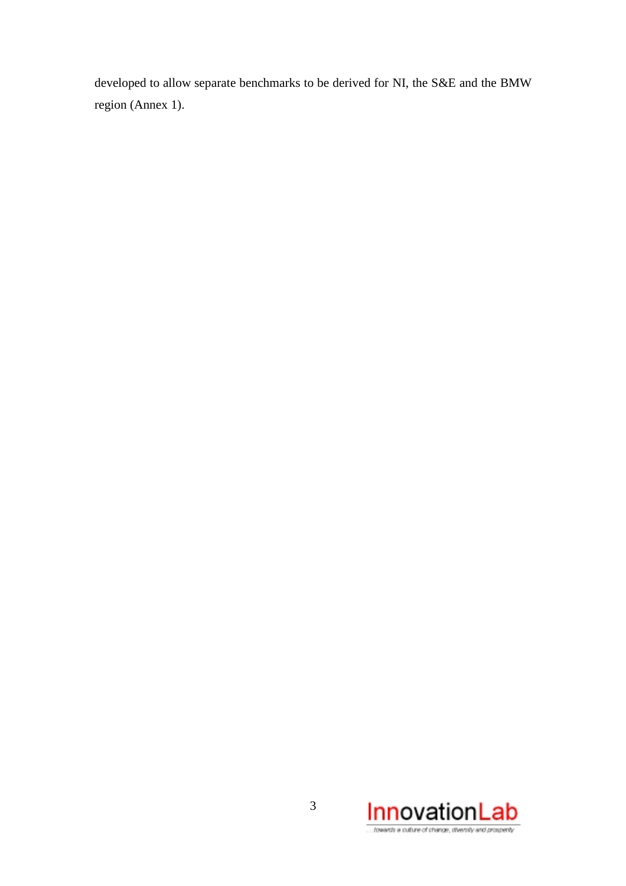developed to allow separate benchmarks to be derived for NI, the S&E and the BMW region (Annex 1).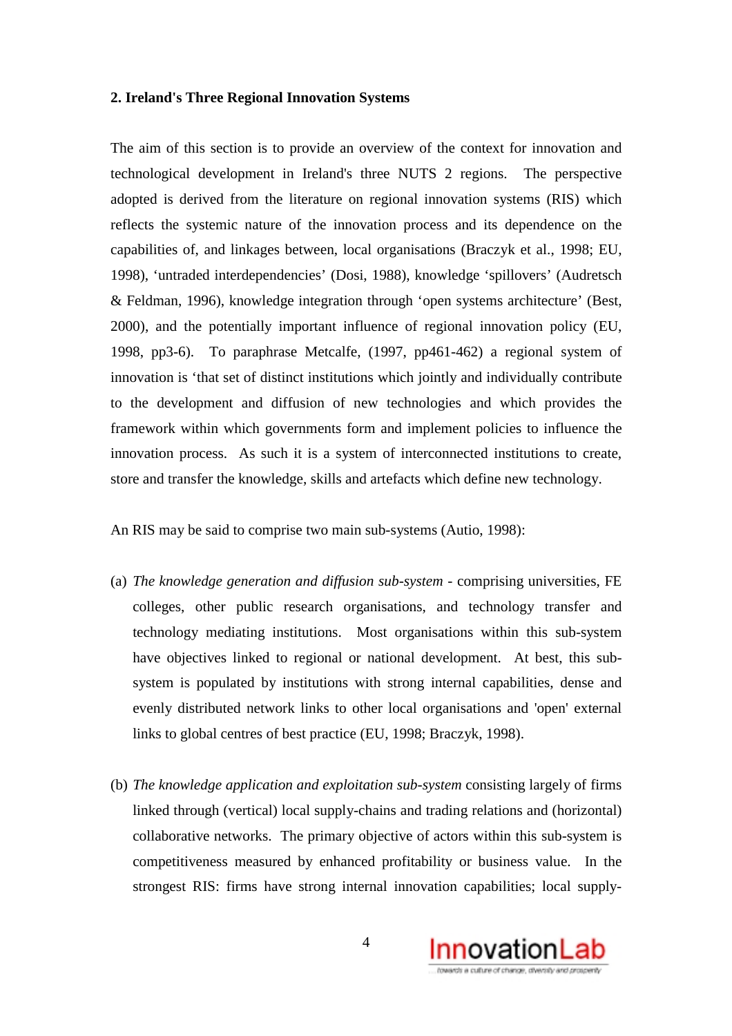## 2. Ireland's Three Regional Innovation Systems

The aim of this section is to provide an overview of the context for innovation and technological development in Ireland's three NUTS 2 regions. The perspective adopted is derived from the literature on regional innovation systems (RIS) which reflects the systemic nature of the innovation process and its dependence on the capabilities of, and linkages between, local organisations (Braczyk et al., 1998; EU, 1998), 'untraded interdependencies' (Dosi, 1988), knowledge 'spillovers' (Audretsch & Feldman, 1996), knowledge integration through 'open systems architecture' (Best, 2000), and the potentially important influence of regional innovation policy (EU, 1998, pp3-6). To paraphrase Metcalfe, (1997, pp461-462) a regional system of innovation is 'that set of distinct institutions which jointly and individually contribute to the development and diffusion of new technologies and which provides the framework within which governments form and implement policies to influence the innovation process. As such it is a system of interconnected institutions to create, store and transfer the knowledge, skills and artefacts which define new technology.

An RIS may be said to comprise two main sub-systems (Autio, 1998):

(a) *The knowledge generation and diffusion sub-system* - comprising universities, FE colleges, other public research organisations, and technology transfer and technology mediating institutions. Most organisations within this sub-system have objectives linked to regional or national development. At best, this sub-system is populated by institutions with strong internal capabilities, dense and evenly distributed network links to other local organisations and 'open' external links to global centres of best practice (EU, 1998; Braczyk, 1998).

(b) *The knowledge application and exploitation sub-system* consisting largely of firms linked through (vertical) local supply-chains and trading relations and (horizontal) collaborative networks. The primary objective of actors within this sub-system is competitiveness measured by enhanced profitability or business value. In the strongest RIS: firms have strong internal innovation capabilities; local supply-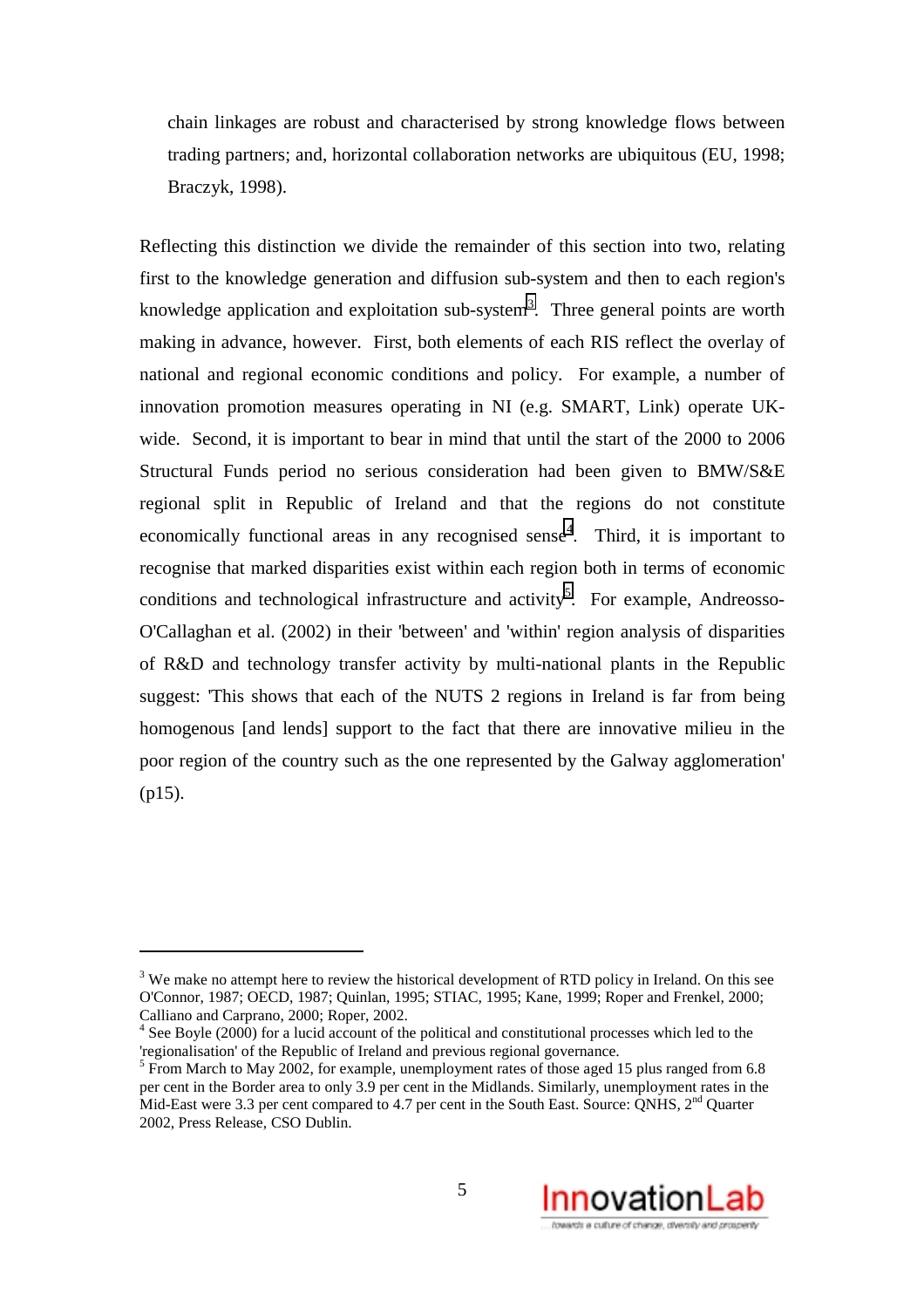chain linkages are robust and characterised by strong knowledge flows between trading partners; and, horizontal collaboration networks are ubiquitous (EU, 1998; Braczyk, 1998).

Reflecting this distinction we divide the remainder of this section into two, relating first to the knowledge generation and diffusion sub-system and then to each region's knowledge application and exploitation sub-system[3]. Three general points are worth making in advance, however. First, both elements of each RIS reflect the overlay of national and regional economic conditions and policy. For example, a number of innovation promotion measures operating in NI (e.g. SMART, Link) operate UK-wide. Second, it is important to bear in mind that until the start of the 2000 to 2006 Structural Funds period no serious consideration had been given to BMW/S&E regional split in Republic of Ireland and that the regions do not constitute economically functional areas in any recognised sense[4]. Third, it is important to recognise that marked disparities exist within each region both in terms of economic conditions and technological infrastructure and activity[5]. For example, Andreosso-O'Callaghan et al. (2002) in their 'between' and 'within' region analysis of disparities of R&D and technology transfer activity by multi-national plants in the Republic suggest: 'This shows that each of the NUTS 2 regions in Ireland is far from being homogenous [and lends] support to the fact that there are innovative milieu in the poor region of the country such as the one represented by the Galway agglomeration' (p15).

---

[3] We make no attempt here to review the historical development of RTD policy in Ireland. On this see O'Connor, 1987; OECD, 1987; Quinlan, 1995; STIAC, 1995; Kane, 1999; Roper and Frenkel, 2000; Calliano and Carprano, 2000; Roper, 2002.

[4] See Boyle (2000) for a lucid account of the political and constitutional processes which led to the 'regionalisation' of the Republic of Ireland and previous regional governance.

[5] From March to May 2002, for example, unemployment rates of those aged 15 plus ranged from 6.8 per cent in the Border area to only 3.9 per cent in the Midlands. Similarly, unemployment rates in the Mid-East were 3.3 per cent compared to 4.7 per cent in the South East. Source: QNHS, 2nd Quarter 2002, Press Release, CSO Dublin.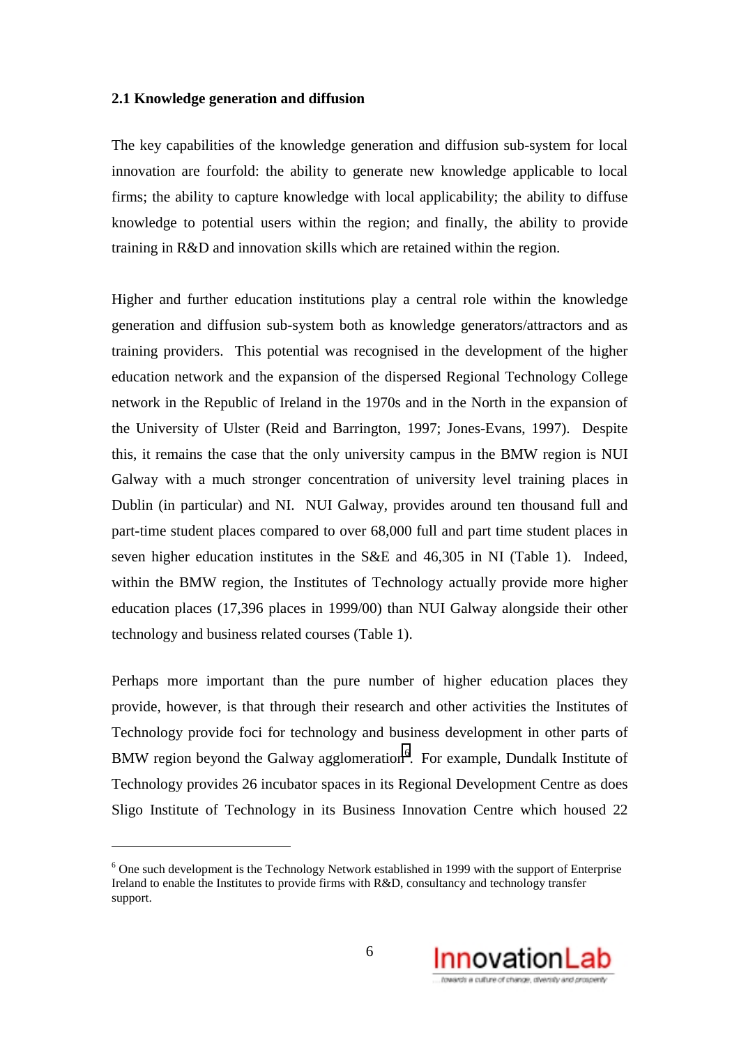### 2.1 Knowledge generation and diffusion

The key capabilities of the knowledge generation and diffusion sub-system for local innovation are fourfold: the ability to generate new knowledge applicable to local firms; the ability to capture knowledge with local applicability; the ability to diffuse knowledge to potential users within the region; and finally, the ability to provide training in R&D and innovation skills which are retained within the region.

Higher and further education institutions play a central role within the knowledge generation and diffusion sub-system both as knowledge generators/attractors and as training providers. This potential was recognised in the development of the higher education network and the expansion of the dispersed Regional Technology College network in the Republic of Ireland in the 1970s and in the North in the expansion of the University of Ulster (Reid and Barrington, 1997; Jones-Evans, 1997). Despite this, it remains the case that the only university campus in the BMW region is NUI Galway with a much stronger concentration of university level training places in Dublin (in particular) and NI. NUI Galway, provides around ten thousand full and part-time student places compared to over 68,000 full and part time student places in seven higher education institutes in the S&E and 46,305 in NI (Table 1). Indeed, within the BMW region, the Institutes of Technology actually provide more higher education places (17,396 places in 1999/00) than NUI Galway alongside their other technology and business related courses (Table 1).

Perhaps more important than the pure number of higher education places they provide, however, is that through their research and other activities the Institutes of Technology provide foci for technology and business development in other parts of BMW region beyond the Galway agglomeration[6]. For example, Dundalk Institute of Technology provides 26 incubator spaces in its Regional Development Centre as does Sligo Institute of Technology in its Business Innovation Centre which housed 22

---

[6] One such development is the Technology Network established in 1999 with the support of Enterprise Ireland to enable the Institutes to provide firms with R&D, consultancy and technology transfer support.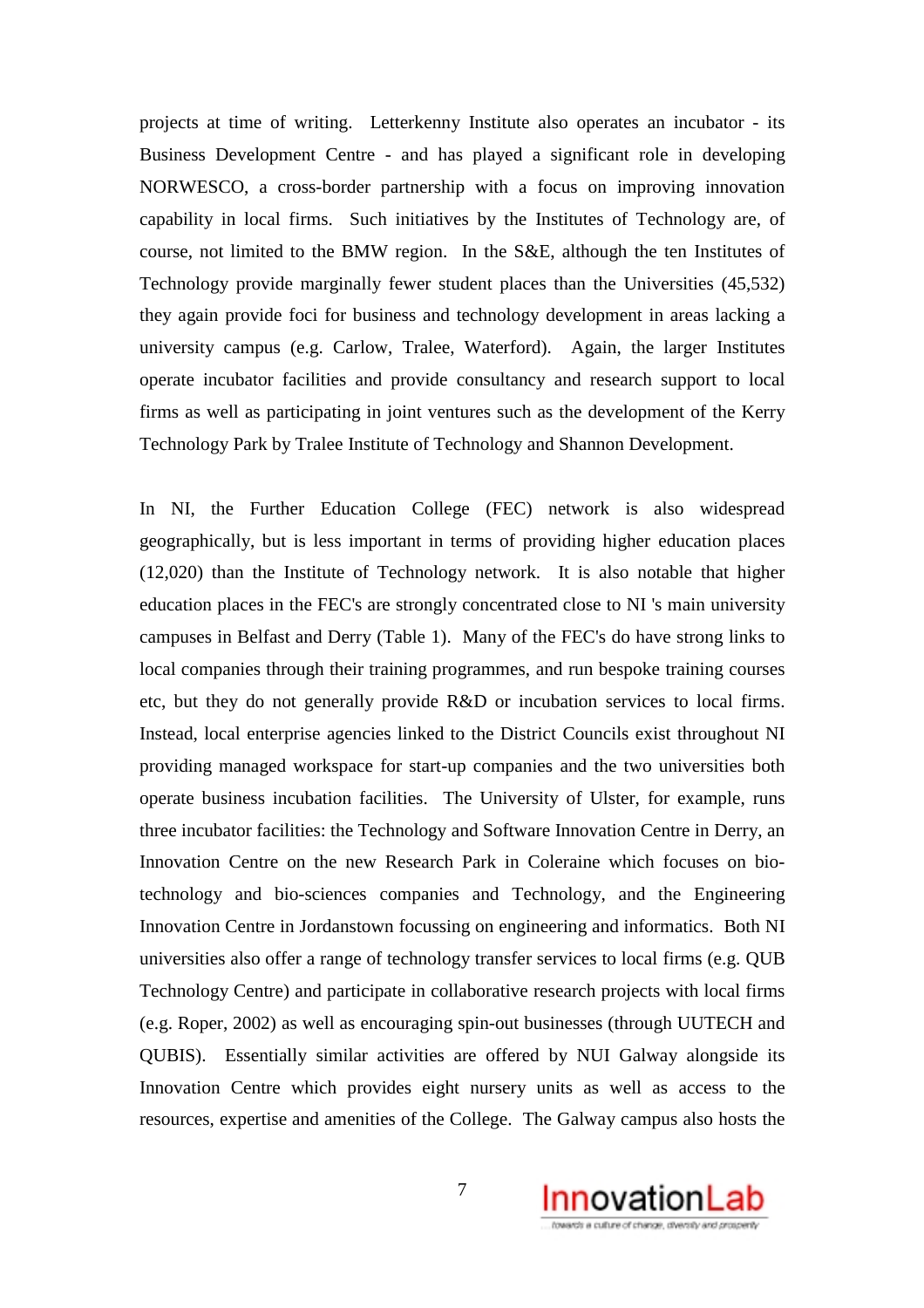projects at time of writing. Letterkenny Institute also operates an incubator - its Business Development Centre - and has played a significant role in developing NORWESCO, a cross-border partnership with a focus on improving innovation capability in local firms. Such initiatives by the Institutes of Technology are, of course, not limited to the BMW region. In the S&E, although the ten Institutes of Technology provide marginally fewer student places than the Universities (45,532) they again provide foci for business and technology development in areas lacking a university campus (e.g. Carlow, Tralee, Waterford). Again, the larger Institutes operate incubator facilities and provide consultancy and research support to local firms as well as participating in joint ventures such as the development of the Kerry Technology Park by Tralee Institute of Technology and Shannon Development.

In NI, the Further Education College (FEC) network is also widespread geographically, but is less important in terms of providing higher education places (12,020) than the Institute of Technology network. It is also notable that higher education places in the FEC's are strongly concentrated close to NI 's main university campuses in Belfast and Derry (Table 1). Many of the FEC's do have strong links to local companies through their training programmes, and run bespoke training courses etc, but they do not generally provide R&D or incubation services to local firms. Instead, local enterprise agencies linked to the District Councils exist throughout NI providing managed workspace for start-up companies and the two universities both operate business incubation facilities. The University of Ulster, for example, runs three incubator facilities: the Technology and Software Innovation Centre in Derry, an Innovation Centre on the new Research Park in Coleraine which focuses on bio-technology and bio-sciences companies and Technology, and the Engineering Innovation Centre in Jordanstown focussing on engineering and informatics. Both NI universities also offer a range of technology transfer services to local firms (e.g. QUB Technology Centre) and participate in collaborative research projects with local firms (e.g. Roper, 2002) as well as encouraging spin-out businesses (through UUTECH and QUBIS). Essentially similar activities are offered by NUI Galway alongside its Innovation Centre which provides eight nursery units as well as access to the resources, expertise and amenities of the College. The Galway campus also hosts the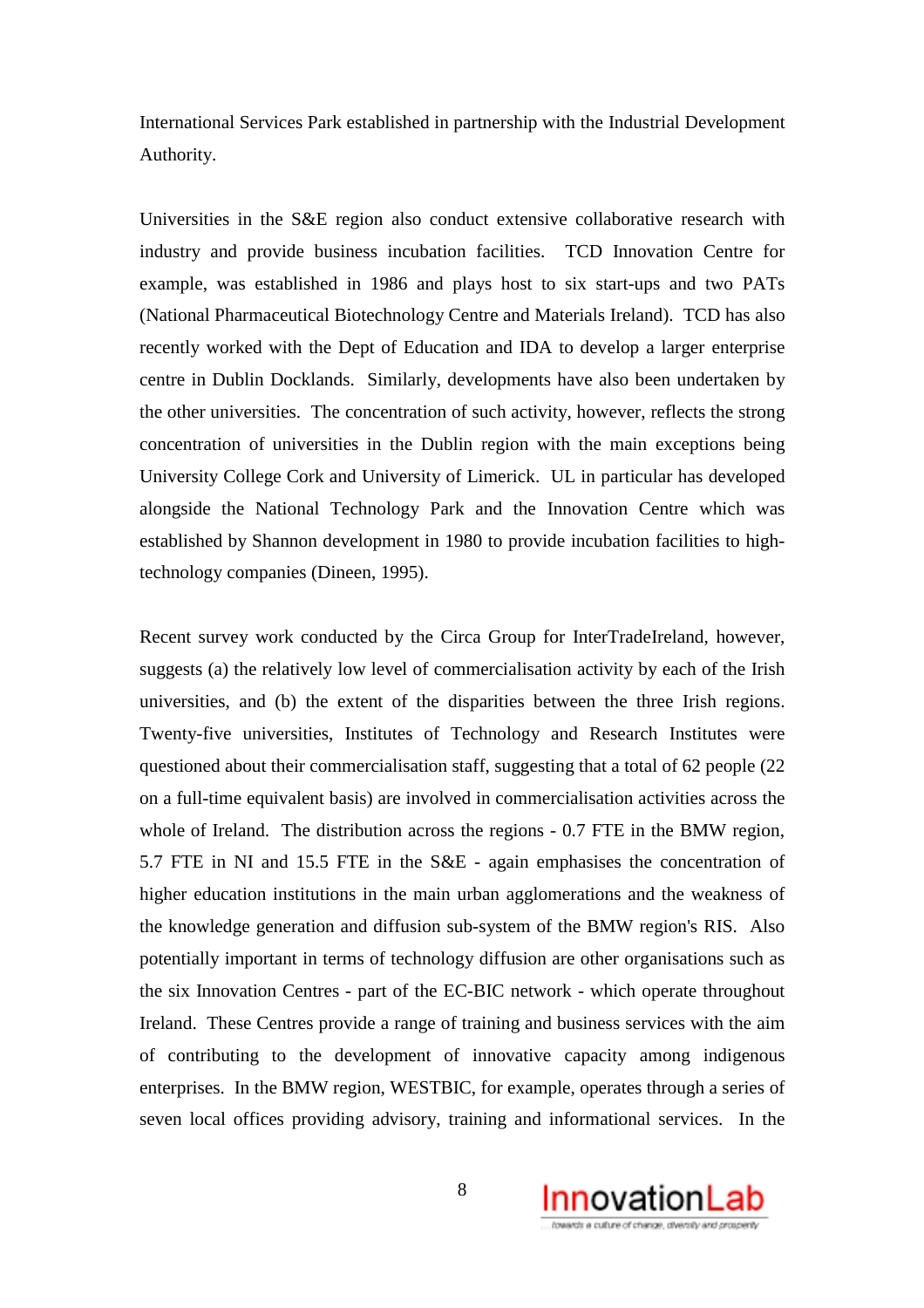International Services Park established in partnership with the Industrial Development Authority.

Universities in the S&E region also conduct extensive collaborative research with industry and provide business incubation facilities. TCD Innovation Centre for example, was established in 1986 and plays host to six start-ups and two PATs (National Pharmaceutical Biotechnology Centre and Materials Ireland). TCD has also recently worked with the Dept of Education and IDA to develop a larger enterprise centre in Dublin Docklands. Similarly, developments have also been undertaken by the other universities. The concentration of such activity, however, reflects the strong concentration of universities in the Dublin region with the main exceptions being University College Cork and University of Limerick. UL in particular has developed alongside the National Technology Park and the Innovation Centre which was established by Shannon development in 1980 to provide incubation facilities to high-technology companies (Dineen, 1995).

Recent survey work conducted by the Circa Group for InterTradeIreland, however, suggests (a) the relatively low level of commercialisation activity by each of the Irish universities, and (b) the extent of the disparities between the three Irish regions. Twenty-five universities, Institutes of Technology and Research Institutes were questioned about their commercialisation staff, suggesting that a total of 62 people (22 on a full-time equivalent basis) are involved in commercialisation activities across the whole of Ireland. The distribution across the regions - 0.7 FTE in the BMW region, 5.7 FTE in NI and 15.5 FTE in the S&E - again emphasises the concentration of higher education institutions in the main urban agglomerations and the weakness of the knowledge generation and diffusion sub-system of the BMW region's RIS. Also potentially important in terms of technology diffusion are other organisations such as the six Innovation Centres - part of the EC-BIC network - which operate throughout Ireland. These Centres provide a range of training and business services with the aim of contributing to the development of innovative capacity among indigenous enterprises. In the BMW region, WESTBIC, for example, operates through a series of seven local offices providing advisory, training and informational services. In the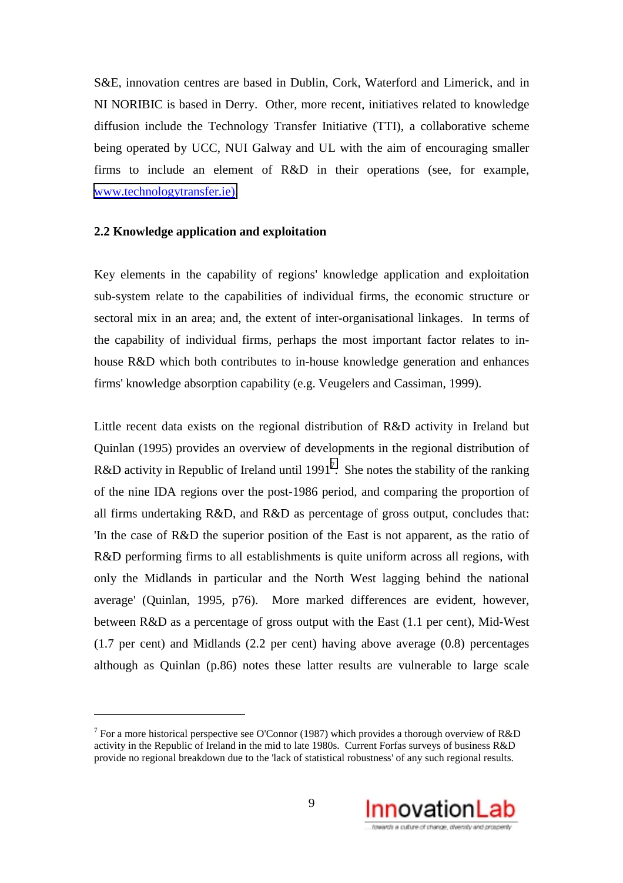S&E, innovation centres are based in Dublin, Cork, Waterford and Limerick, and in NI NORIBIC is based in Derry. Other, more recent, initiatives related to knowledge diffusion include the Technology Transfer Initiative (TTI), a collaborative scheme being operated by UCC, NUI Galway and UL with the aim of encouraging smaller firms to include an element of R&D in their operations (see, for example, www.technologytransfer.ie).

## 2.2 Knowledge application and exploitation

Key elements in the capability of regions' knowledge application and exploitation sub-system relate to the capabilities of individual firms, the economic structure or sectoral mix in an area; and, the extent of inter-organisational linkages. In terms of the capability of individual firms, perhaps the most important factor relates to in-house R&D which both contributes to in-house knowledge generation and enhances firms' knowledge absorption capability (e.g. Veugelers and Cassiman, 1999).

Little recent data exists on the regional distribution of R&D activity in Ireland but Quinlan (1995) provides an overview of developments in the regional distribution of R&D activity in Republic of Ireland until 1991[7]. She notes the stability of the ranking of the nine IDA regions over the post-1986 period, and comparing the proportion of all firms undertaking R&D, and R&D as percentage of gross output, concludes that: 'In the case of R&D the superior position of the East is not apparent, as the ratio of R&D performing firms to all establishments is quite uniform across all regions, with only the Midlands in particular and the North West lagging behind the national average' (Quinlan, 1995, p76). More marked differences are evident, however, between R&D as a percentage of gross output with the East (1.1 per cent), Mid-West (1.7 per cent) and Midlands (2.2 per cent) having above average (0.8) percentages although as Quinlan (p.86) notes these latter results are vulnerable to large scale

---

[7] For a more historical perspective see O'Connor (1987) which provides a thorough overview of R&D activity in the Republic of Ireland in the mid to late 1980s. Current Forfas surveys of business R&D provide no regional breakdown due to the 'lack of statistical robustness' of any such regional results.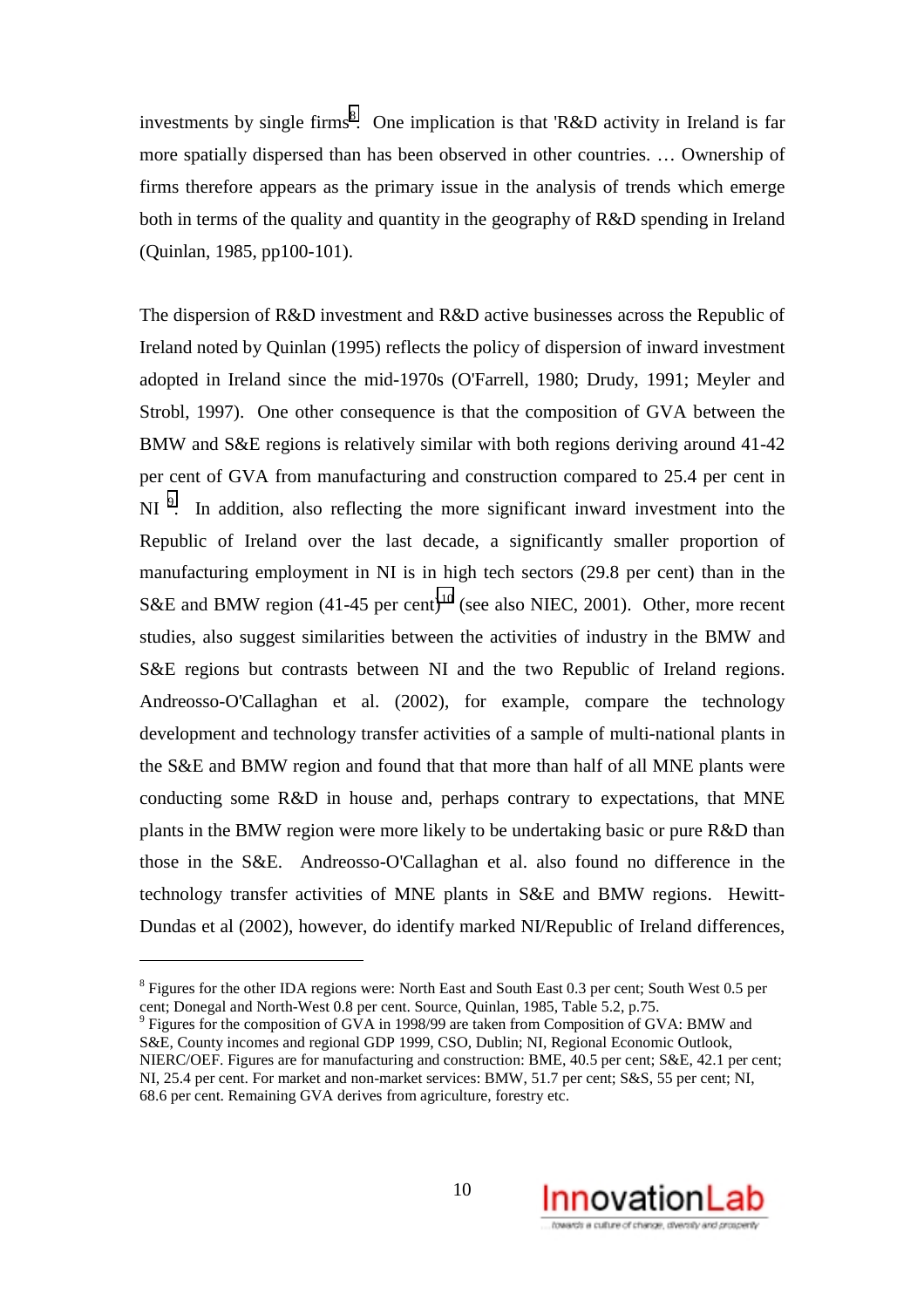investments by single firms[8]. One implication is that 'R&D activity in Ireland is far more spatially dispersed than has been observed in other countries. … Ownership of firms therefore appears as the primary issue in the analysis of trends which emerge both in terms of the quality and quantity in the geography of R&D spending in Ireland (Quinlan, 1985, pp100-101).

The dispersion of R&D investment and R&D active businesses across the Republic of Ireland noted by Quinlan (1995) reflects the policy of dispersion of inward investment adopted in Ireland since the mid-1970s (O'Farrell, 1980; Drudy, 1991; Meyler and Strobl, 1997). One other consequence is that the composition of GVA between the BMW and S&E regions is relatively similar with both regions deriving around 41-42 per cent of GVA from manufacturing and construction compared to 25.4 per cent in NI [9]. In addition, also reflecting the more significant inward investment into the Republic of Ireland over the last decade, a significantly smaller proportion of manufacturing employment in NI is in high tech sectors (29.8 per cent) than in the S&E and BMW region (41-45 per cent)[10] (see also NIEC, 2001). Other, more recent studies, also suggest similarities between the activities of industry in the BMW and S&E regions but contrasts between NI and the two Republic of Ireland regions. Andreosso-O'Callaghan et al. (2002), for example, compare the technology development and technology transfer activities of a sample of multi-national plants in the S&E and BMW region and found that that more than half of all MNE plants were conducting some R&D in house and, perhaps contrary to expectations, that MNE plants in the BMW region were more likely to be undertaking basic or pure R&D than those in the S&E. Andreosso-O'Callaghan et al. also found no difference in the technology transfer activities of MNE plants in S&E and BMW regions. Hewitt-Dundas et al (2002), however, do identify marked NI/Republic of Ireland differences,

---

[8] Figures for the other IDA regions were: North East and South East 0.3 per cent; South West 0.5 per cent; Donegal and North-West 0.8 per cent. Source, Quinlan, 1985, Table 5.2, p.75.

[9] Figures for the composition of GVA in 1998/99 are taken from Composition of GVA: BMW and S&E, County incomes and regional GDP 1999, CSO, Dublin; NI, Regional Economic Outlook, NIERC/OEF. Figures are for manufacturing and construction: BME, 40.5 per cent; S&E, 42.1 per cent; NI, 25.4 per cent. For market and non-market services: BMW, 51.7 per cent; S&S, 55 per cent; NI, 68.6 per cent. Remaining GVA derives from agriculture, forestry etc.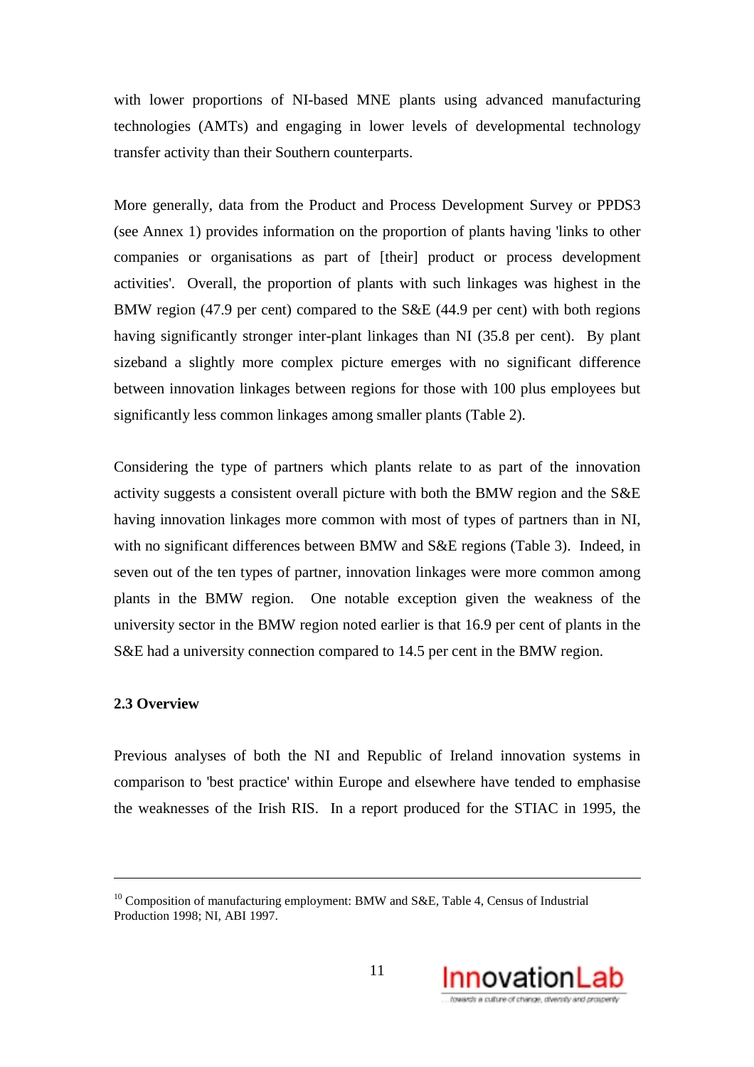with lower proportions of NI-based MNE plants using advanced manufacturing technologies (AMTs) and engaging in lower levels of developmental technology transfer activity than their Southern counterparts.

More generally, data from the Product and Process Development Survey or PPDS3 (see Annex 1) provides information on the proportion of plants having 'links to other companies or organisations as part of [their] product or process development activities'. Overall, the proportion of plants with such linkages was highest in the BMW region (47.9 per cent) compared to the S&E (44.9 per cent) with both regions having significantly stronger inter-plant linkages than NI (35.8 per cent). By plant sizeband a slightly more complex picture emerges with no significant difference between innovation linkages between regions for those with 100 plus employees but significantly less common linkages among smaller plants (Table 2).

Considering the type of partners which plants relate to as part of the innovation activity suggests a consistent overall picture with both the BMW region and the S&E having innovation linkages more common with most of types of partners than in NI, with no significant differences between BMW and S&E regions (Table 3). Indeed, in seven out of the ten types of partner, innovation linkages were more common among plants in the BMW region. One notable exception given the weakness of the university sector in the BMW region noted earlier is that 16.9 per cent of plants in the S&E had a university connection compared to 14.5 per cent in the BMW region.

### 2.3 Overview

Previous analyses of both the NI and Republic of Ireland innovation systems in comparison to 'best practice' within Europe and elsewhere have tended to emphasise the weaknesses of the Irish RIS. In a report produced for the STIAC in 1995, the

---

[10] Composition of manufacturing employment: BMW and S&E, Table 4, Census of Industrial Production 1998; NI, ABI 1997.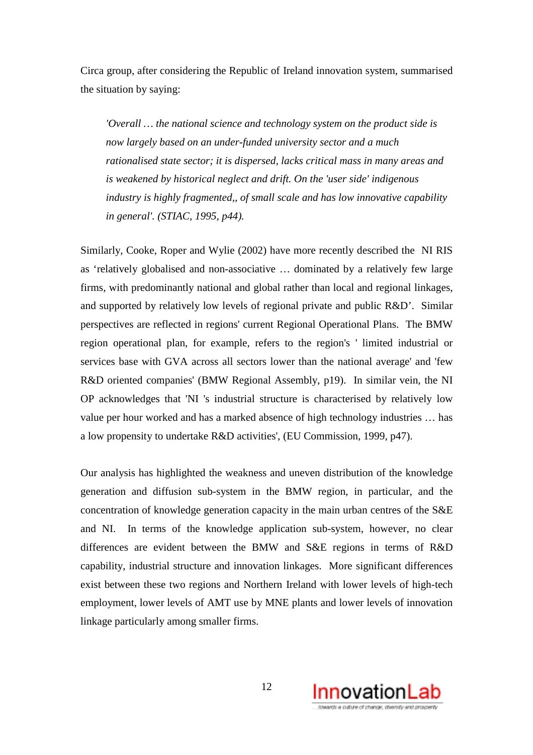Circa group, after considering the Republic of Ireland innovation system, summarised the situation by saying:

> *'Overall … the national science and technology system on the product side is now largely based on an under-funded university sector and a much rationalised state sector; it is dispersed, lacks critical mass in many areas and is weakened by historical neglect and drift. On the 'user side' indigenous industry is highly fragmented,, of small scale and has low innovative capability in general'. (STIAC, 1995, p44).*

Similarly, Cooke, Roper and Wylie (2002) have more recently described the NI RIS as 'relatively globalised and non-associative … dominated by a relatively few large firms, with predominantly national and global rather than local and regional linkages, and supported by relatively low levels of regional private and public R&D'. Similar perspectives are reflected in regions' current Regional Operational Plans. The BMW region operational plan, for example, refers to the region's ' limited industrial or services base with GVA across all sectors lower than the national average' and 'few R&D oriented companies' (BMW Regional Assembly, p19). In similar vein, the NI OP acknowledges that 'NI 's industrial structure is characterised by relatively low value per hour worked and has a marked absence of high technology industries … has a low propensity to undertake R&D activities', (EU Commission, 1999, p47).

Our analysis has highlighted the weakness and uneven distribution of the knowledge generation and diffusion sub-system in the BMW region, in particular, and the concentration of knowledge generation capacity in the main urban centres of the S&E and NI. In terms of the knowledge application sub-system, however, no clear differences are evident between the BMW and S&E regions in terms of R&D capability, industrial structure and innovation linkages. More significant differences exist between these two regions and Northern Ireland with lower levels of high-tech employment, lower levels of AMT use by MNE plants and lower levels of innovation linkage particularly among smaller firms.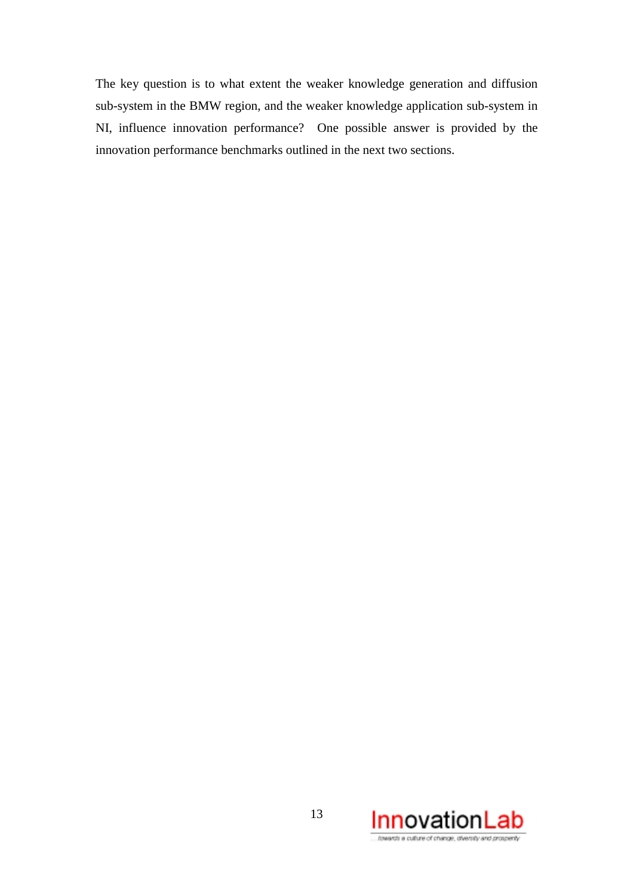The key question is to what extent the weaker knowledge generation and diffusion sub-system in the BMW region, and the weaker knowledge application sub-system in NI, influence innovation performance? One possible answer is provided by the innovation performance benchmarks outlined in the next two sections.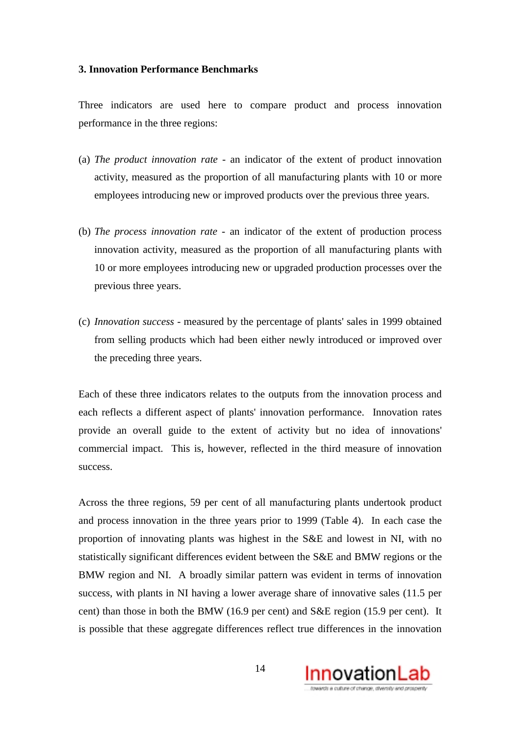### 3. Innovation Performance Benchmarks

Three indicators are used here to compare product and process innovation performance in the three regions:

(a) *The product innovation rate* - an indicator of the extent of product innovation activity, measured as the proportion of all manufacturing plants with 10 or more employees introducing new or improved products over the previous three years.

(b) *The process innovation rate* - an indicator of the extent of production process innovation activity, measured as the proportion of all manufacturing plants with 10 or more employees introducing new or upgraded production processes over the previous three years.

(c) *Innovation success* - measured by the percentage of plants' sales in 1999 obtained from selling products which had been either newly introduced or improved over the preceding three years.

Each of these three indicators relates to the outputs from the innovation process and each reflects a different aspect of plants' innovation performance. Innovation rates provide an overall guide to the extent of activity but no idea of innovations' commercial impact. This is, however, reflected in the third measure of innovation success.

Across the three regions, 59 per cent of all manufacturing plants undertook product and process innovation in the three years prior to 1999 (Table 4). In each case the proportion of innovating plants was highest in the S&E and lowest in NI, with no statistically significant differences evident between the S&E and BMW regions or the BMW region and NI. A broadly similar pattern was evident in terms of innovation success, with plants in NI having a lower average share of innovative sales (11.5 per cent) than those in both the BMW (16.9 per cent) and S&E region (15.9 per cent). It is possible that these aggregate differences reflect true differences in the innovation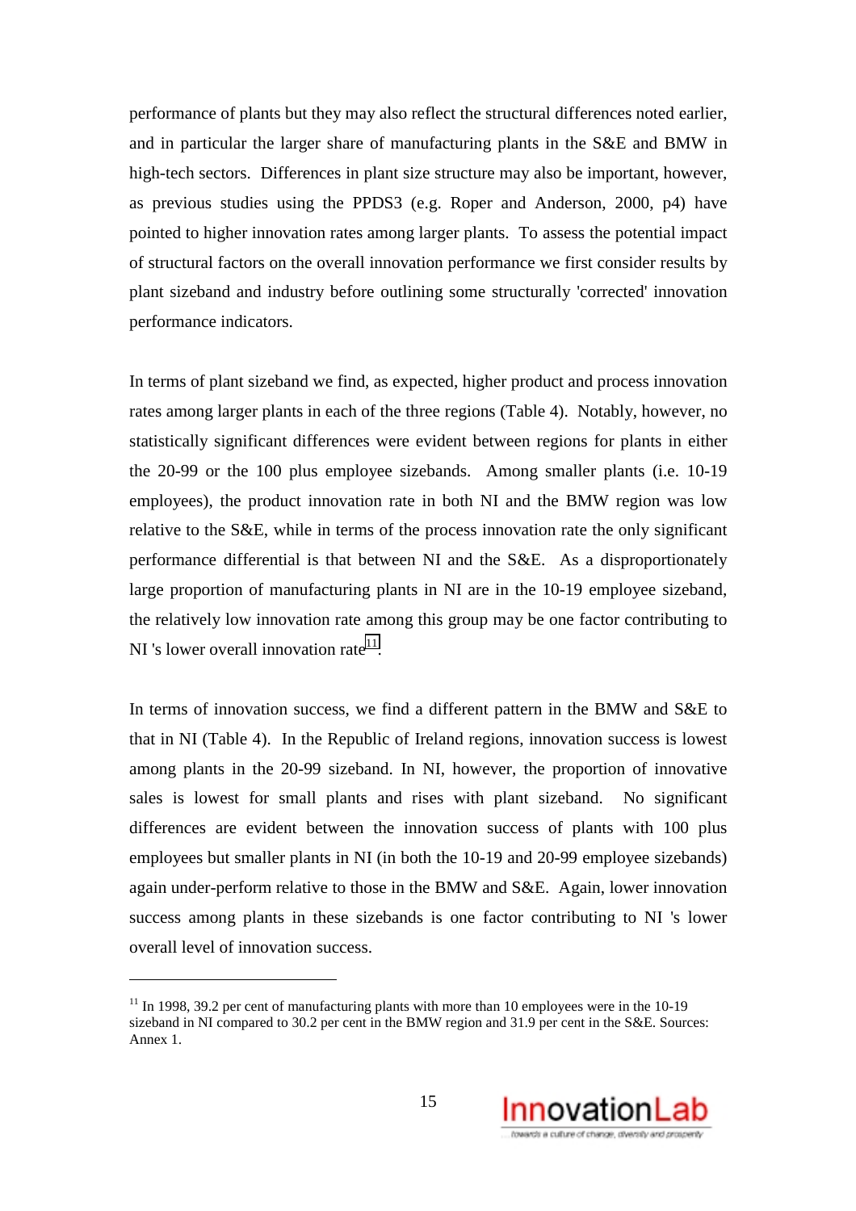performance of plants but they may also reflect the structural differences noted earlier, and in particular the larger share of manufacturing plants in the S&E and BMW in high-tech sectors. Differences in plant size structure may also be important, however, as previous studies using the PPDS3 (e.g. Roper and Anderson, 2000, p4) have pointed to higher innovation rates among larger plants. To assess the potential impact of structural factors on the overall innovation performance we first consider results by plant sizeband and industry before outlining some structurally 'corrected' innovation performance indicators.

In terms of plant sizeband we find, as expected, higher product and process innovation rates among larger plants in each of the three regions (Table 4). Notably, however, no statistically significant differences were evident between regions for plants in either the 20-99 or the 100 plus employee sizebands. Among smaller plants (i.e. 10-19 employees), the product innovation rate in both NI and the BMW region was low relative to the S&E, while in terms of the process innovation rate the only significant performance differential is that between NI and the S&E. As a disproportionately large proportion of manufacturing plants in NI are in the 10-19 employee sizeband, the relatively low innovation rate among this group may be one factor contributing to NI 's lower overall innovation rate[11].

In terms of innovation success, we find a different pattern in the BMW and S&E to that in NI (Table 4). In the Republic of Ireland regions, innovation success is lowest among plants in the 20-99 sizeband. In NI, however, the proportion of innovative sales is lowest for small plants and rises with plant sizeband. No significant differences are evident between the innovation success of plants with 100 plus employees but smaller plants in NI (in both the 10-19 and 20-99 employee sizebands) again under-perform relative to those in the BMW and S&E. Again, lower innovation success among plants in these sizebands is one factor contributing to NI 's lower overall level of innovation success.

---

[11] In 1998, 39.2 per cent of manufacturing plants with more than 10 employees were in the 10-19 sizeband in NI compared to 30.2 per cent in the BMW region and 31.9 per cent in the S&E. Sources: Annex 1.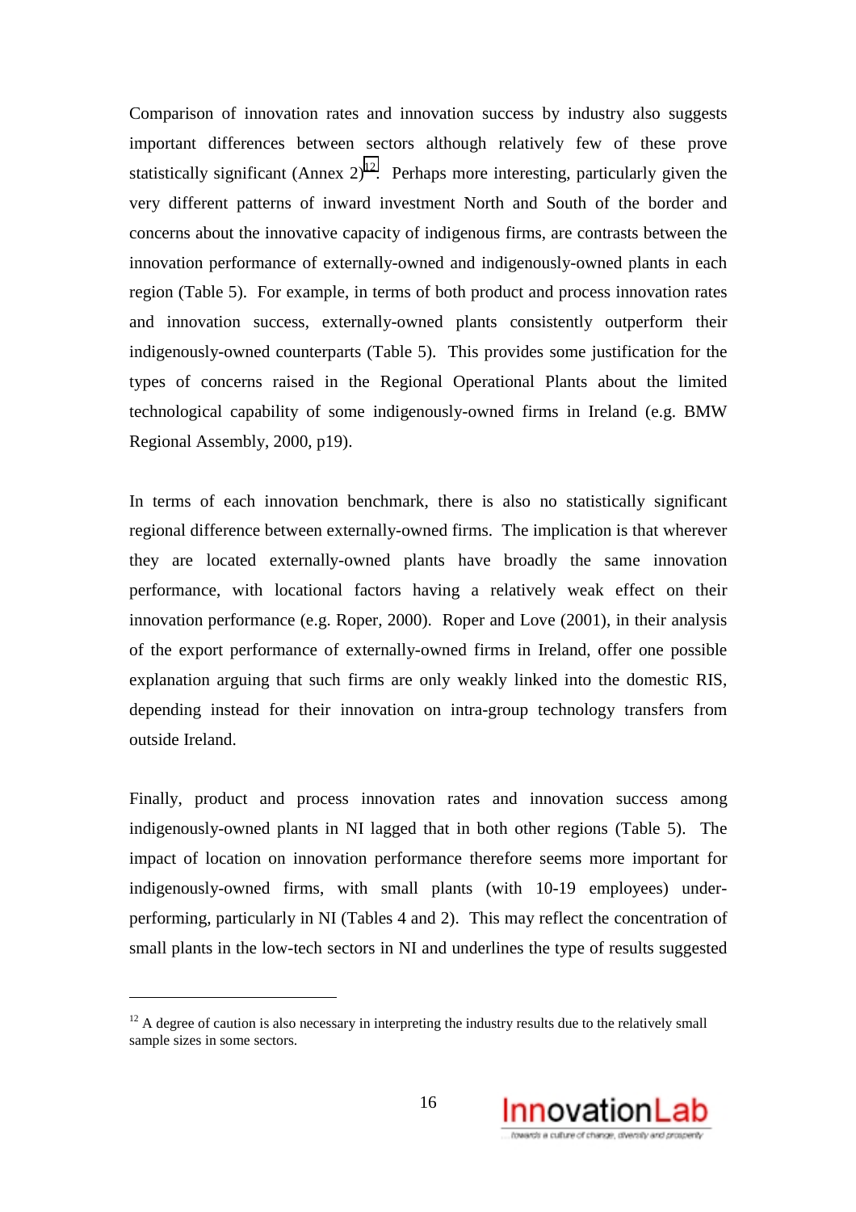Comparison of innovation rates and innovation success by industry also suggests important differences between sectors although relatively few of these prove statistically significant (Annex 2)[12]. Perhaps more interesting, particularly given the very different patterns of inward investment North and South of the border and concerns about the innovative capacity of indigenous firms, are contrasts between the innovation performance of externally-owned and indigenously-owned plants in each region (Table 5). For example, in terms of both product and process innovation rates and innovation success, externally-owned plants consistently outperform their indigenously-owned counterparts (Table 5). This provides some justification for the types of concerns raised in the Regional Operational Plants about the limited technological capability of some indigenously-owned firms in Ireland (e.g. BMW Regional Assembly, 2000, p19).

In terms of each innovation benchmark, there is also no statistically significant regional difference between externally-owned firms. The implication is that wherever they are located externally-owned plants have broadly the same innovation performance, with locational factors having a relatively weak effect on their innovation performance (e.g. Roper, 2000). Roper and Love (2001), in their analysis of the export performance of externally-owned firms in Ireland, offer one possible explanation arguing that such firms are only weakly linked into the domestic RIS, depending instead for their innovation on intra-group technology transfers from outside Ireland.

Finally, product and process innovation rates and innovation success among indigenously-owned plants in NI lagged that in both other regions (Table 5). The impact of location on innovation performance therefore seems more important for indigenously-owned firms, with small plants (with 10-19 employees) under-performing, particularly in NI (Tables 4 and 2). This may reflect the concentration of small plants in the low-tech sectors in NI and underlines the type of results suggested

---

[12] A degree of caution is also necessary in interpreting the industry results due to the relatively small sample sizes in some sectors.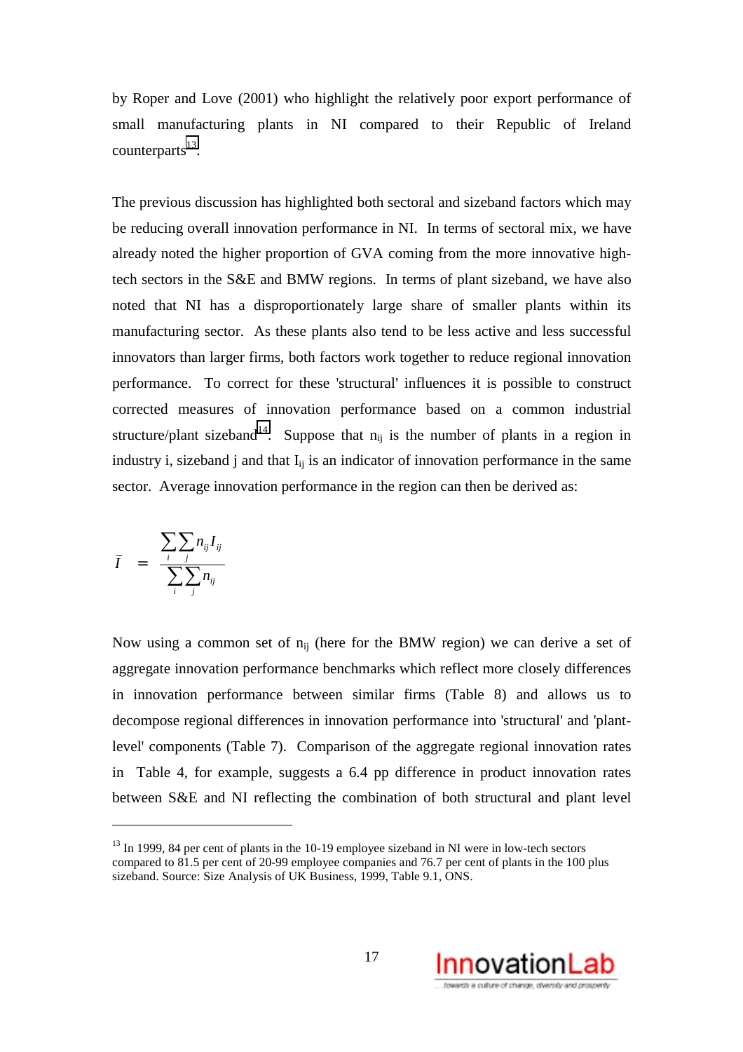by Roper and Love (2001) who highlight the relatively poor export performance of small manufacturing plants in NI compared to their Republic of Ireland counterparts[13].

The previous discussion has highlighted both sectoral and sizeband factors which may be reducing overall innovation performance in NI. In terms of sectoral mix, we have already noted the higher proportion of GVA coming from the more innovative high-tech sectors in the S&E and BMW regions. In terms of plant sizeband, we have also noted that NI has a disproportionately large share of smaller plants within its manufacturing sector. As these plants also tend to be less active and less successful innovators than larger firms, both factors work together to reduce regional innovation performance. To correct for these 'structural' influences it is possible to construct corrected measures of innovation performance based on a common industrial structure/plant sizeband[14]. Suppose that $n_{ij}$ is the number of plants in a region in industry i, sizeband j and that $I_{ij}$ is an indicator of innovation performance in the same sector. Average innovation performance in the region can then be derived as:

$$\bar{I} = \frac{\sum_i \sum_j n_{ij} I_{ij}}{\sum_i \sum_j n_{ij}}$$

Now using a common set of $n_{ij}$ (here for the BMW region) we can derive a set of aggregate innovation performance benchmarks which reflect more closely differences in innovation performance between similar firms (Table 8) and allows us to decompose regional differences in innovation performance into 'structural' and 'plant-level' components (Table 7). Comparison of the aggregate regional innovation rates in Table 4, for example, suggests a 6.4 pp difference in product innovation rates between S&E and NI reflecting the combination of both structural and plant level

---

[13] In 1999, 84 per cent of plants in the 10-19 employee sizeband in NI were in low-tech sectors compared to 81.5 per cent of 20-99 employee companies and 76.7 per cent of plants in the 100 plus sizeband. Source: Size Analysis of UK Business, 1999, Table 9.1, ONS.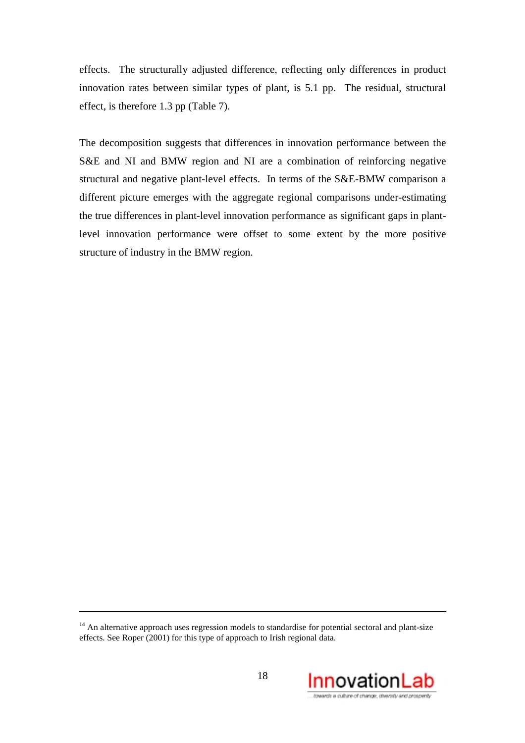effects. The structurally adjusted difference, reflecting only differences in product innovation rates between similar types of plant, is 5.1 pp. The residual, structural effect, is therefore 1.3 pp (Table 7).

The decomposition suggests that differences in innovation performance between the S&E and NI and BMW region and NI are a combination of reinforcing negative structural and negative plant-level effects. In terms of the S&E-BMW comparison a different picture emerges with the aggregate regional comparisons under-estimating the true differences in plant-level innovation performance as significant gaps in plant-level innovation performance were offset to some extent by the more positive structure of industry in the BMW region.

---

[14] An alternative approach uses regression models to standardise for potential sectoral and plant-size effects. See Roper (2001) for this type of approach to Irish regional data.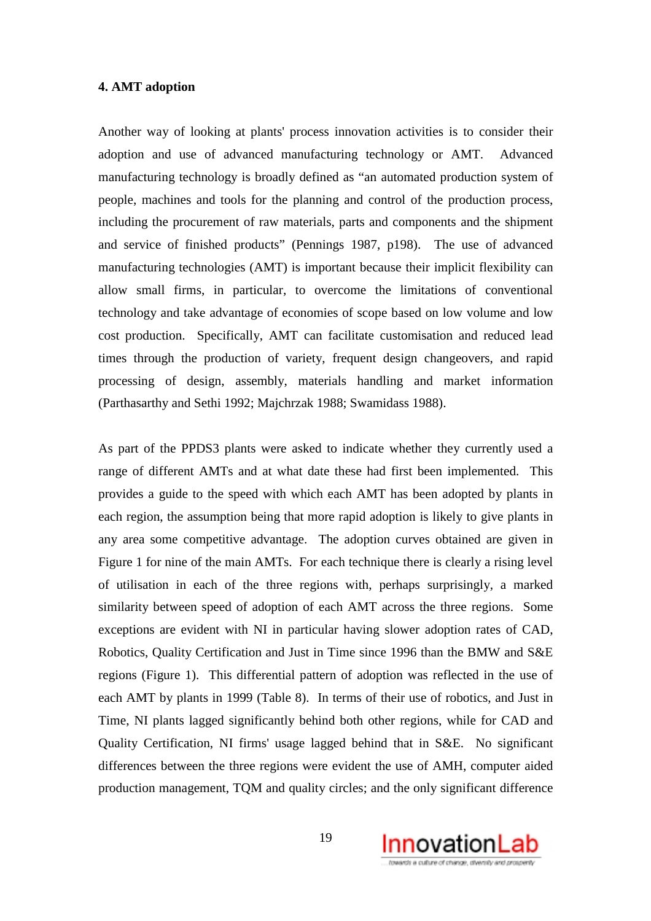**4. AMT adoption**

Another way of looking at plants' process innovation activities is to consider their adoption and use of advanced manufacturing technology or AMT. Advanced manufacturing technology is broadly defined as "an automated production system of people, machines and tools for the planning and control of the production process, including the procurement of raw materials, parts and components and the shipment and service of finished products" (Pennings 1987, p198). The use of advanced manufacturing technologies (AMT) is important because their implicit flexibility can allow small firms, in particular, to overcome the limitations of conventional technology and take advantage of economies of scope based on low volume and low cost production. Specifically, AMT can facilitate customisation and reduced lead times through the production of variety, frequent design changeovers, and rapid processing of design, assembly, materials handling and market information (Parthasarthy and Sethi 1992; Majchrzak 1988; Swamidass 1988).

As part of the PPDS3 plants were asked to indicate whether they currently used a range of different AMTs and at what date these had first been implemented. This provides a guide to the speed with which each AMT has been adopted by plants in each region, the assumption being that more rapid adoption is likely to give plants in any area some competitive advantage. The adoption curves obtained are given in Figure 1 for nine of the main AMTs. For each technique there is clearly a rising level of utilisation in each of the three regions with, perhaps surprisingly, a marked similarity between speed of adoption of each AMT across the three regions. Some exceptions are evident with NI in particular having slower adoption rates of CAD, Robotics, Quality Certification and Just in Time since 1996 than the BMW and S&E regions (Figure 1). This differential pattern of adoption was reflected in the use of each AMT by plants in 1999 (Table 8). In terms of their use of robotics, and Just in Time, NI plants lagged significantly behind both other regions, while for CAD and Quality Certification, NI firms' usage lagged behind that in S&E. No significant differences between the three regions were evident the use of AMH, computer aided production management, TQM and quality circles; and the only significant difference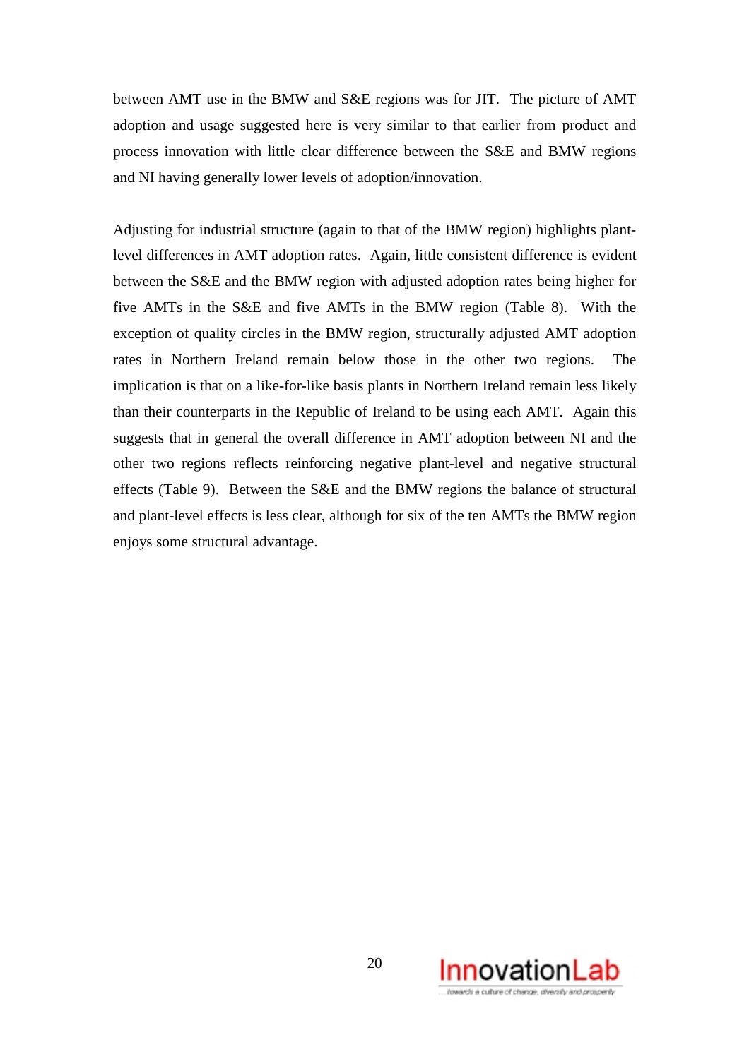between AMT use in the BMW and S&E regions was for JIT. The picture of AMT adoption and usage suggested here is very similar to that earlier from product and process innovation with little clear difference between the S&E and BMW regions and NI having generally lower levels of adoption/innovation.

Adjusting for industrial structure (again to that of the BMW region) highlights plant-level differences in AMT adoption rates. Again, little consistent difference is evident between the S&E and the BMW region with adjusted adoption rates being higher for five AMTs in the S&E and five AMTs in the BMW region (Table 8). With the exception of quality circles in the BMW region, structurally adjusted AMT adoption rates in Northern Ireland remain below those in the other two regions. The implication is that on a like-for-like basis plants in Northern Ireland remain less likely than their counterparts in the Republic of Ireland to be using each AMT. Again this suggests that in general the overall difference in AMT adoption between NI and the other two regions reflects reinforcing negative plant-level and negative structural effects (Table 9). Between the S&E and the BMW regions the balance of structural and plant-level effects is less clear, although for six of the ten AMTs the BMW region enjoys some structural advantage.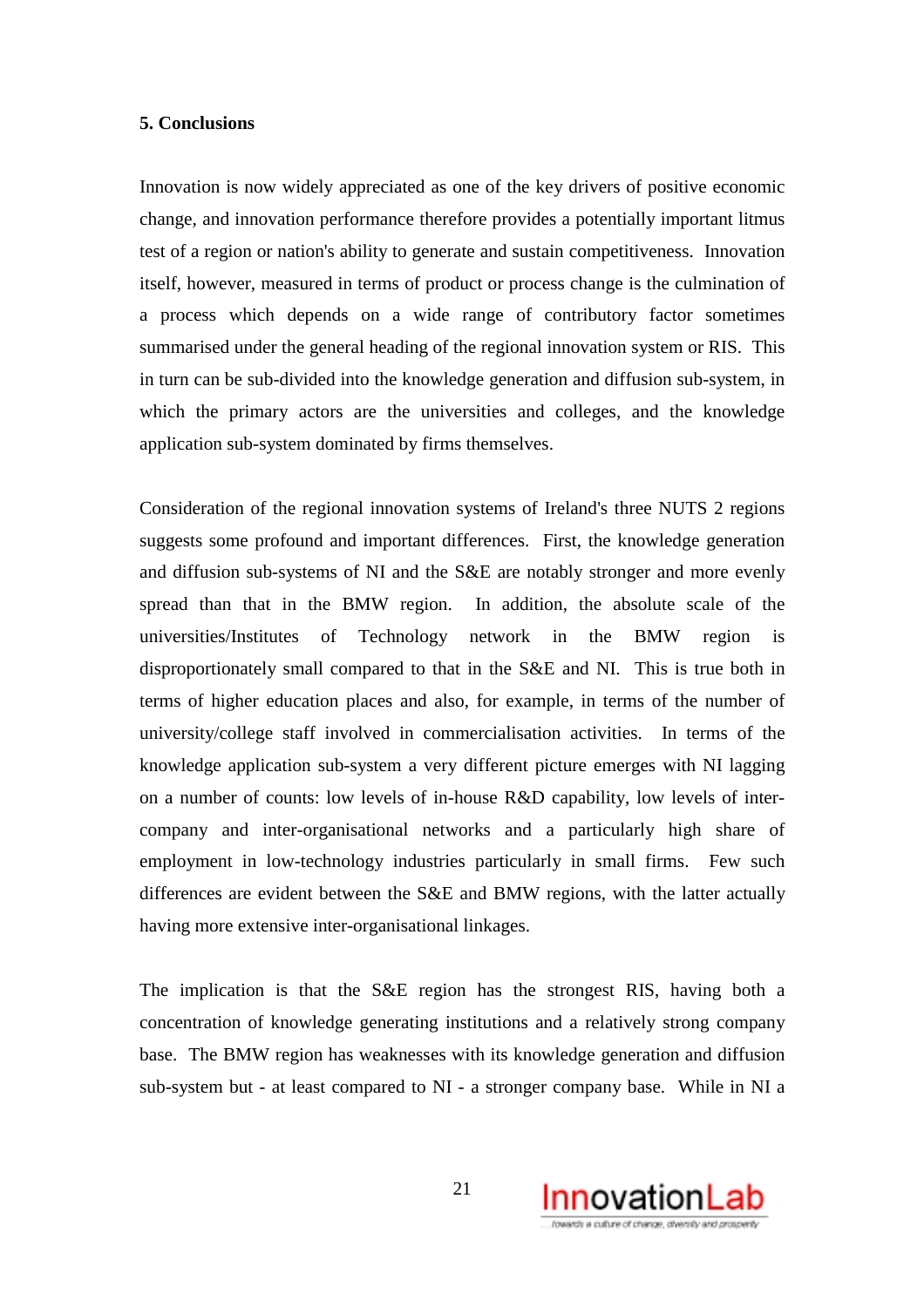## 5. Conclusions

Innovation is now widely appreciated as one of the key drivers of positive economic change, and innovation performance therefore provides a potentially important litmus test of a region or nation's ability to generate and sustain competitiveness. Innovation itself, however, measured in terms of product or process change is the culmination of a process which depends on a wide range of contributory factor sometimes summarised under the general heading of the regional innovation system or RIS. This in turn can be sub-divided into the knowledge generation and diffusion sub-system, in which the primary actors are the universities and colleges, and the knowledge application sub-system dominated by firms themselves.

Consideration of the regional innovation systems of Ireland's three NUTS 2 regions suggests some profound and important differences. First, the knowledge generation and diffusion sub-systems of NI and the S&E are notably stronger and more evenly spread than that in the BMW region. In addition, the absolute scale of the universities/Institutes of Technology network in the BMW region is disproportionately small compared to that in the S&E and NI. This is true both in terms of higher education places and also, for example, in terms of the number of university/college staff involved in commercialisation activities. In terms of the knowledge application sub-system a very different picture emerges with NI lagging on a number of counts: low levels of in-house R&D capability, low levels of inter-company and inter-organisational networks and a particularly high share of employment in low-technology industries particularly in small firms. Few such differences are evident between the S&E and BMW regions, with the latter actually having more extensive inter-organisational linkages.

The implication is that the S&E region has the strongest RIS, having both a concentration of knowledge generating institutions and a relatively strong company base. The BMW region has weaknesses with its knowledge generation and diffusion sub-system but - at least compared to NI - a stronger company base. While in NI a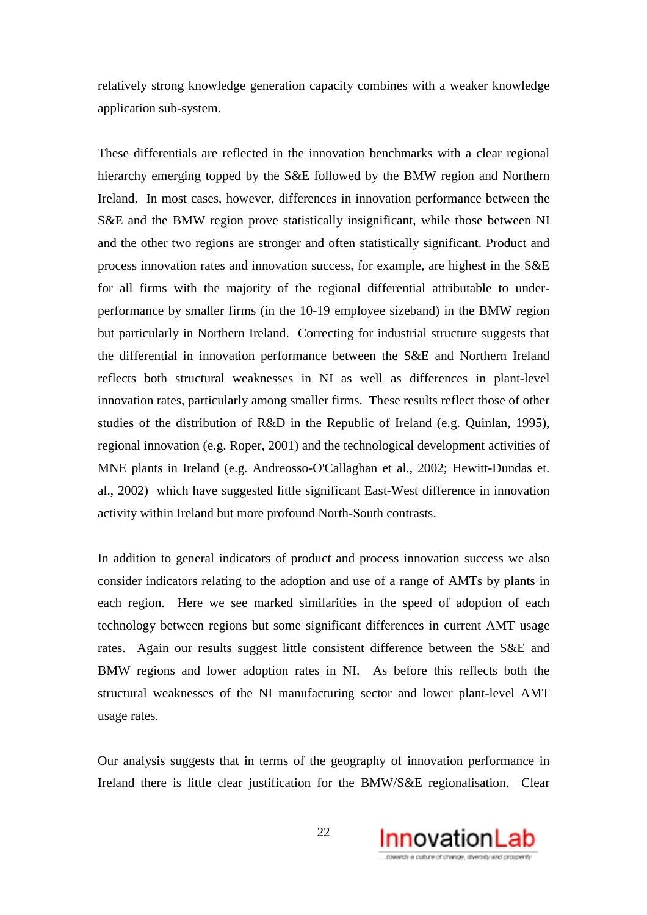relatively strong knowledge generation capacity combines with a weaker knowledge application sub-system.

These differentials are reflected in the innovation benchmarks with a clear regional hierarchy emerging topped by the S&E followed by the BMW region and Northern Ireland. In most cases, however, differences in innovation performance between the S&E and the BMW region prove statistically insignificant, while those between NI and the other two regions are stronger and often statistically significant. Product and process innovation rates and innovation success, for example, are highest in the S&E for all firms with the majority of the regional differential attributable to under-performance by smaller firms (in the 10-19 employee sizeband) in the BMW region but particularly in Northern Ireland. Correcting for industrial structure suggests that the differential in innovation performance between the S&E and Northern Ireland reflects both structural weaknesses in NI as well as differences in plant-level innovation rates, particularly among smaller firms. These results reflect those of other studies of the distribution of R&D in the Republic of Ireland (e.g. Quinlan, 1995), regional innovation (e.g. Roper, 2001) and the technological development activities of MNE plants in Ireland (e.g. Andreosso-O'Callaghan et al., 2002; Hewitt-Dundas et. al., 2002) which have suggested little significant East-West difference in innovation activity within Ireland but more profound North-South contrasts.

In addition to general indicators of product and process innovation success we also consider indicators relating to the adoption and use of a range of AMTs by plants in each region. Here we see marked similarities in the speed of adoption of each technology between regions but some significant differences in current AMT usage rates. Again our results suggest little consistent difference between the S&E and BMW regions and lower adoption rates in NI. As before this reflects both the structural weaknesses of the NI manufacturing sector and lower plant-level AMT usage rates.

Our analysis suggests that in terms of the geography of innovation performance in Ireland there is little clear justification for the BMW/S&E regionalisation. Clear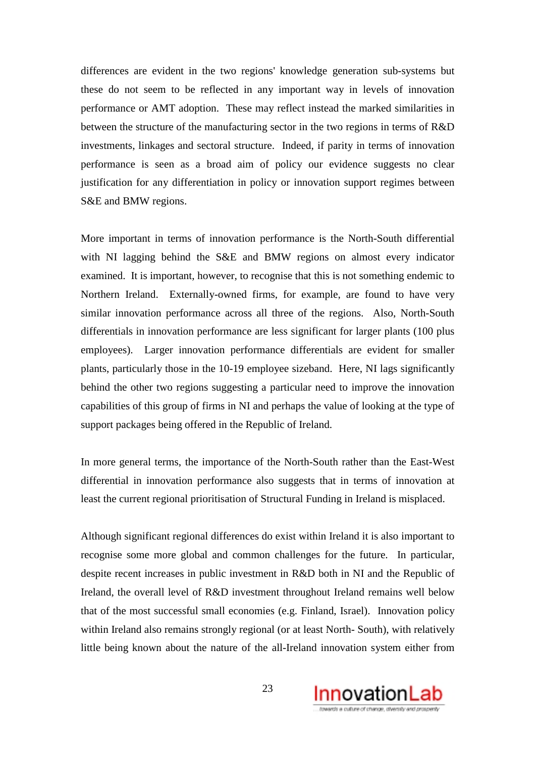differences are evident in the two regions' knowledge generation sub-systems but these do not seem to be reflected in any important way in levels of innovation performance or AMT adoption. These may reflect instead the marked similarities in between the structure of the manufacturing sector in the two regions in terms of R&D investments, linkages and sectoral structure. Indeed, if parity in terms of innovation performance is seen as a broad aim of policy our evidence suggests no clear justification for any differentiation in policy or innovation support regimes between S&E and BMW regions.

More important in terms of innovation performance is the North-South differential with NI lagging behind the S&E and BMW regions on almost every indicator examined. It is important, however, to recognise that this is not something endemic to Northern Ireland. Externally-owned firms, for example, are found to have very similar innovation performance across all three of the regions. Also, North-South differentials in innovation performance are less significant for larger plants (100 plus employees). Larger innovation performance differentials are evident for smaller plants, particularly those in the 10-19 employee sizeband. Here, NI lags significantly behind the other two regions suggesting a particular need to improve the innovation capabilities of this group of firms in NI and perhaps the value of looking at the type of support packages being offered in the Republic of Ireland.

In more general terms, the importance of the North-South rather than the East-West differential in innovation performance also suggests that in terms of innovation at least the current regional prioritisation of Structural Funding in Ireland is misplaced.

Although significant regional differences do exist within Ireland it is also important to recognise some more global and common challenges for the future. In particular, despite recent increases in public investment in R&D both in NI and the Republic of Ireland, the overall level of R&D investment throughout Ireland remains well below that of the most successful small economies (e.g. Finland, Israel). Innovation policy within Ireland also remains strongly regional (or at least North- South), with relatively little being known about the nature of the all-Ireland innovation system either from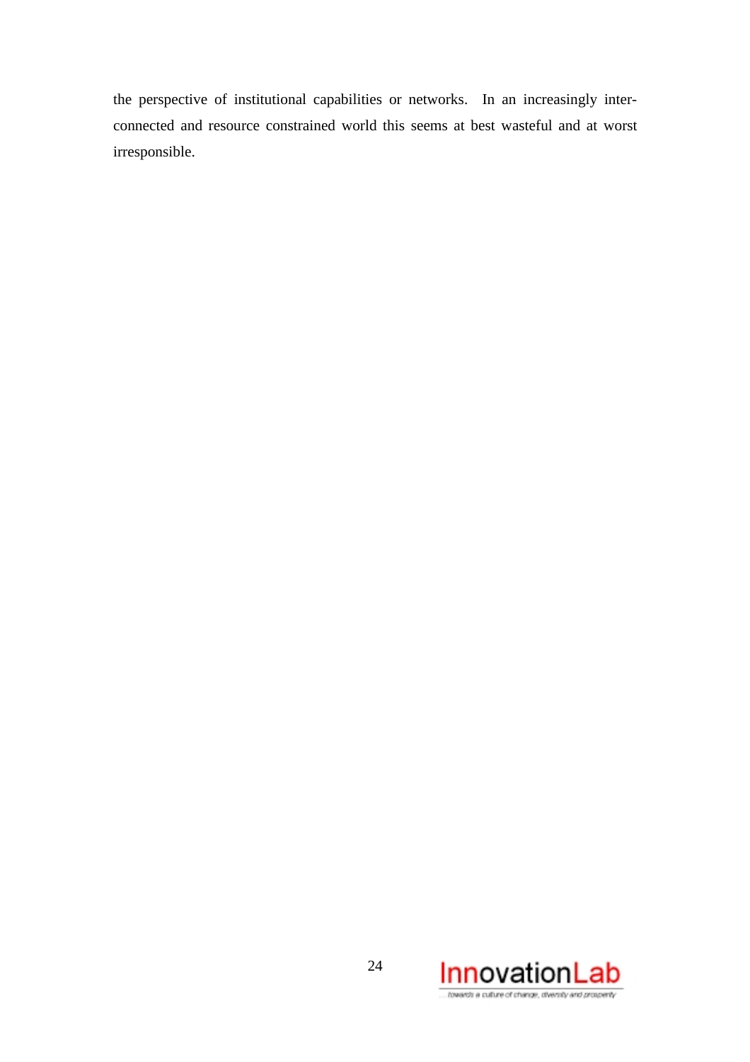the perspective of institutional capabilities or networks. In an increasingly inter-connected and resource constrained world this seems at best wasteful and at worst irresponsible.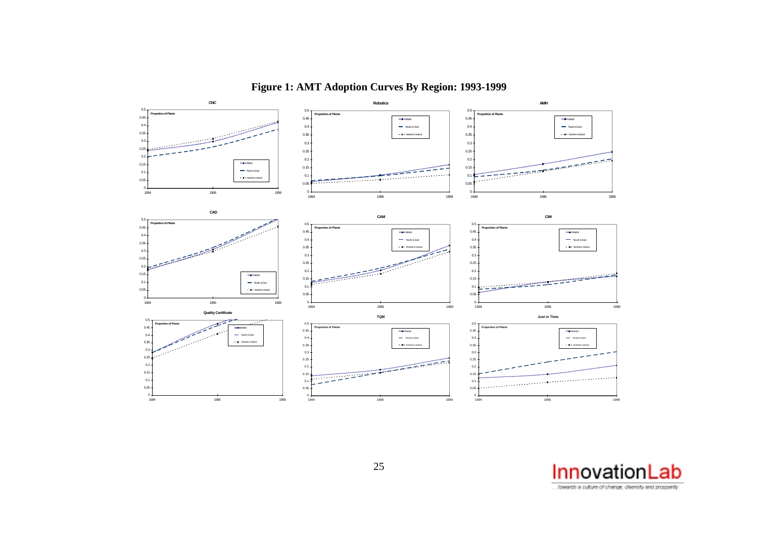**Figure 1: AMT Adoption Curves By Region: 1993-1999**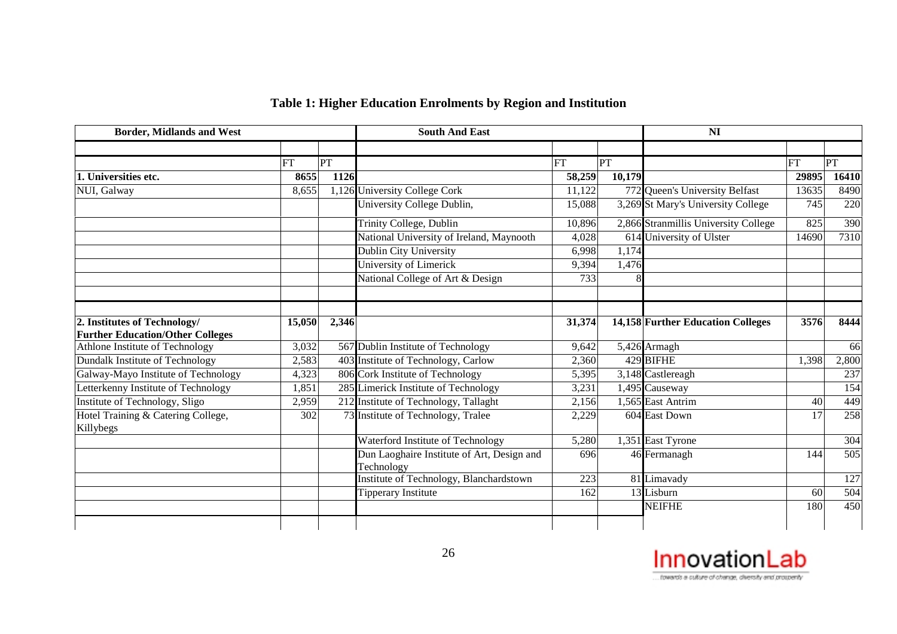# Table 1: Higher Education Enrolments by Region and Institution

| Border, Midlands and West | | | South And East | | | NI | | |
|---|---|---|---|---|---|---|---|---|
| | | | | | | | | |
| | FT | PT | | FT | PT | | FT | PT |
| **1. Universities etc.** | **8655** | **1126** | | **58,259** | **10,179** | | **29895** | **16410** |
| NUI, Galway | 8,655 | 1,126 | University College Cork | 11,122 | 772 | Queen's University Belfast | 13635 | 8490 |
| | | | University College Dublin, | 15,088 | 3,269 | St Mary's University College | 745 | 220 |
| | | | Trinity College, Dublin | 10,896 | 2,866 | Stranmillis University College | 825 | 390 |
| | | | National University of Ireland, Maynooth | 4,028 | 614 | University of Ulster | 14690 | 7310 |
| | | | Dublin City University | 6,998 | 1,174 | | | |
| | | | University of Limerick | 9,394 | 1,476 | | | |
| | | | National College of Art & Design | 733 | 8 | | | |
| | | | | | | | | |
| | | | | | | | | |
| **2. Institutes of Technology/ Further Education/Other Colleges** | **15,050** | **2,346** | | **31,374** | **14,158** | **Further Education Colleges** | **3576** | **8444** |
| Athlone Institute of Technology | 3,032 | 567 | Dublin Institute of Technology | 9,642 | 5,426 | Armagh | | 66 |
| Dundalk Institute of Technology | 2,583 | 403 | Institute of Technology, Carlow | 2,360 | 429 | BIFHE | 1,398 | 2,800 |
| Galway-Mayo Institute of Technology | 4,323 | 806 | Cork Institute of Technology | 5,395 | 3,148 | Castlereagh | | 237 |
| Letterkenny Institute of Technology | 1,851 | 285 | Limerick Institute of Technology | 3,231 | 1,495 | Causeway | | 154 |
| Institute of Technology, Sligo | 2,959 | 212 | Institute of Technology, Tallaght | 2,156 | 1,565 | East Antrim | 40 | 449 |
| Hotel Training & Catering College, Killybegs | 302 | 73 | Institute of Technology, Tralee | 2,229 | 604 | East Down | 17 | 258 |
| | | | Waterford Institute of Technology | 5,280 | 1,351 | East Tyrone | | 304 |
| | | | Dun Laoghaire Institute of Art, Design and Technology | 696 | 46 | Fermanagh | 144 | 505 |
| | | | Institute of Technology, Blanchardstown | 223 | 81 | Limavady | | 127 |
| | | | Tipperary Institute | 162 | 13 | Lisburn | 60 | 504 |
| | | | | | | NEIFHE | 180 | 450 |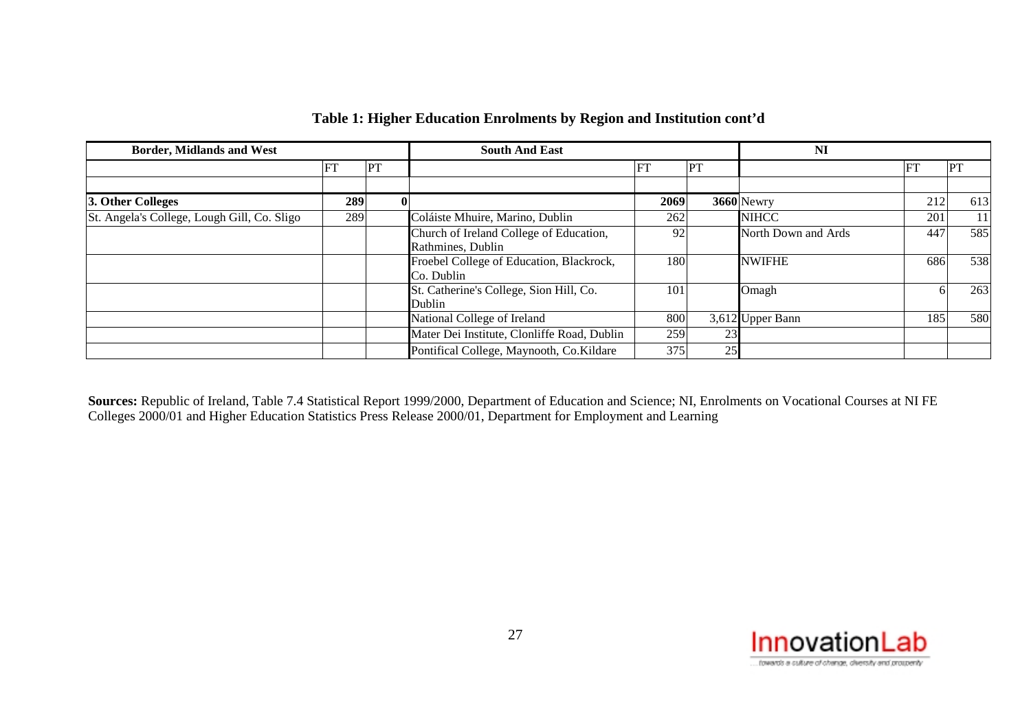### Table 1: Higher Education Enrolments by Region and Institution cont'd

| Border, Midlands and West | | | South And East | | | NI | | |
|---|---|---|---|---|---|---|---|---|
| | FT | PT | | FT | PT | | FT | PT |
| | | | | | | | | |
| **3. Other Colleges** | **289** | **0** | | **2069** | **3660** | Newry | 212 | 613 |
| St. Angela's College, Lough Gill, Co. Sligo | 289 | | Coláiste Mhuire, Marino, Dublin | 262 | | NIHCC | 201 | 11 |
| | | | Church of Ireland College of Education, Rathmines, Dublin | 92 | | North Down and Ards | 447 | 585 |
| | | | Froebel College of Education, Blackrock, Co. Dublin | 180 | | NWIFHE | 686 | 538 |
| | | | St. Catherine's College, Sion Hill, Co. Dublin | 101 | | Omagh | 6 | 263 |
| | | | National College of Ireland | 800 | 3,612 | Upper Bann | 185 | 580 |
| | | | Mater Dei Institute, Clonliffe Road, Dublin | 259 | 23 | | | |
| | | | Pontifical College, Maynooth, Co.Kildare | 375 | 25 | | | |

**Sources:** Republic of Ireland, Table 7.4 Statistical Report 1999/2000, Department of Education and Science; NI, Enrolments on Vocational Courses at NI FE Colleges 2000/01 and Higher Education Statistics Press Release 2000/01, Department for Employment and Learning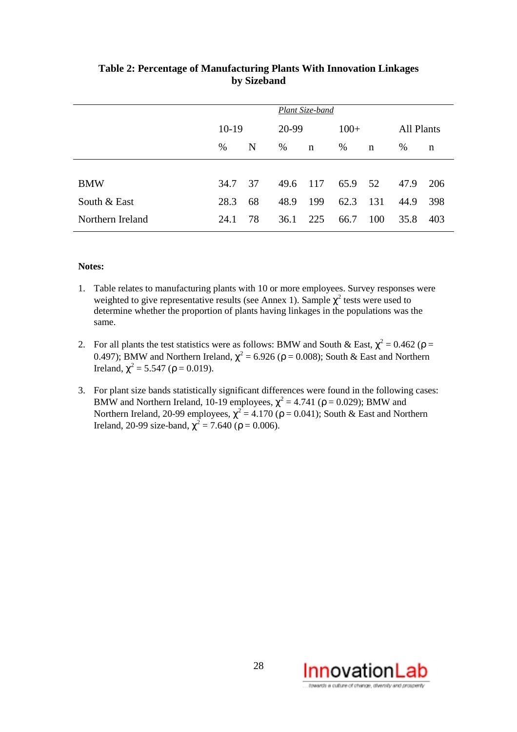**Table 2: Percentage of Manufacturing Plants With Innovation Linkages by Sizeband**

| | *Plant Size-band* | | | | | | | |
|---|---|---|---|---|---|---|---|---|
| | 10-19 | | 20-99 | | 100+ | | All Plants | |
| | % | N | % | n | % | n | % | n |
| BMW | 34.7 | 37 | 49.6 | 117 | 65.9 | 52 | 47.9 | 206 |
| South & East | 28.3 | 68 | 48.9 | 199 | 62.3 | 131 | 44.9 | 398 |
| Northern Ireland | 24.1 | 78 | 36.1 | 225 | 66.7 | 100 | 35.8 | 403 |

**Notes:**

1. Table relates to manufacturing plants with 10 or more employees. Survey responses were weighted to give representative results (see Annex 1). Sample $\chi^2$ tests were used to determine whether the proportion of plants having linkages in the populations was the same.

2. For all plants the test statistics were as follows: BMW and South & East, $\chi^2 = 0.462$ ($\rho = 0.497$); BMW and Northern Ireland, $\chi^2 = 6.926$ ($\rho = 0.008$); South & East and Northern Ireland, $\chi^2 = 5.547$ ($\rho = 0.019$).

3. For plant size bands statistically significant differences were found in the following cases: BMW and Northern Ireland, 10-19 employees, $\chi^2 = 4.741$ ($\rho = 0.029$); BMW and Northern Ireland, 20-99 employees, $\chi^2 = 4.170$ ($\rho = 0.041$); South & East and Northern Ireland, 20-99 size-band, $\chi^2 = 7.640$ ($\rho = 0.006$).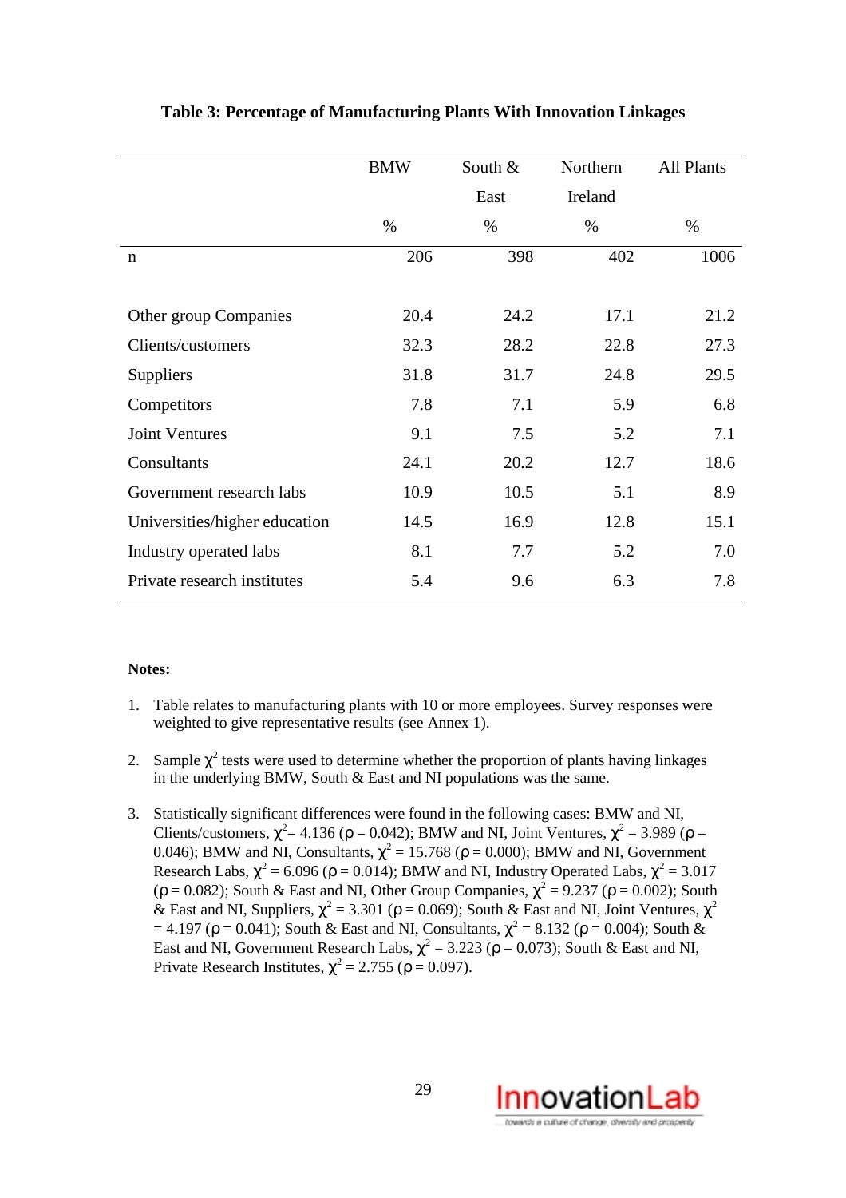**Table 3: Percentage of Manufacturing Plants With Innovation Linkages**

| | BMW | South & East | Northern Ireland | All Plants |
|---|---|---|---|---|
| | % | % | % | % |
| n | 206 | 398 | 402 | 1006 |
| Other group Companies | 20.4 | 24.2 | 17.1 | 21.2 |
| Clients/customers | 32.3 | 28.2 | 22.8 | 27.3 |
| Suppliers | 31.8 | 31.7 | 24.8 | 29.5 |
| Competitors | 7.8 | 7.1 | 5.9 | 6.8 |
| Joint Ventures | 9.1 | 7.5 | 5.2 | 7.1 |
| Consultants | 24.1 | 20.2 | 12.7 | 18.6 |
| Government research labs | 10.9 | 10.5 | 5.1 | 8.9 |
| Universities/higher education | 14.5 | 16.9 | 12.8 | 15.1 |
| Industry operated labs | 8.1 | 7.7 | 5.2 | 7.0 |
| Private research institutes | 5.4 | 9.6 | 6.3 | 7.8 |

**Notes:**

1. Table relates to manufacturing plants with 10 or more employees. Survey responses were weighted to give representative results (see Annex 1).
2. Sample $\chi^2$ tests were used to determine whether the proportion of plants having linkages in the underlying BMW, South & East and NI populations was the same.
3. Statistically significant differences were found in the following cases: BMW and NI, Clients/customers, $\chi^2 = 4.136$ ($\rho = 0.042$); BMW and NI, Joint Ventures, $\chi^2 = 3.989$ ($\rho = 0.046$); BMW and NI, Consultants, $\chi^2 = 15.768$ ($\rho = 0.000$); BMW and NI, Government Research Labs, $\chi^2 = 6.096$ ($\rho = 0.014$); BMW and NI, Industry Operated Labs, $\chi^2 = 3.017$ ($\rho = 0.082$); South & East and NI, Other Group Companies, $\chi^2 = 9.237$ ($\rho = 0.002$); South & East and NI, Suppliers, $\chi^2 = 3.301$ ($\rho = 0.069$); South & East and NI, Joint Ventures, $\chi^2 = 4.197$ ($\rho = 0.041$); South & East and NI, Consultants, $\chi^2 = 8.132$ ($\rho = 0.004$); South & East and NI, Government Research Labs, $\chi^2 = 3.223$ ($\rho = 0.073$); South & East and NI, Private Research Institutes, $\chi^2 = 2.755$ ($\rho = 0.097$).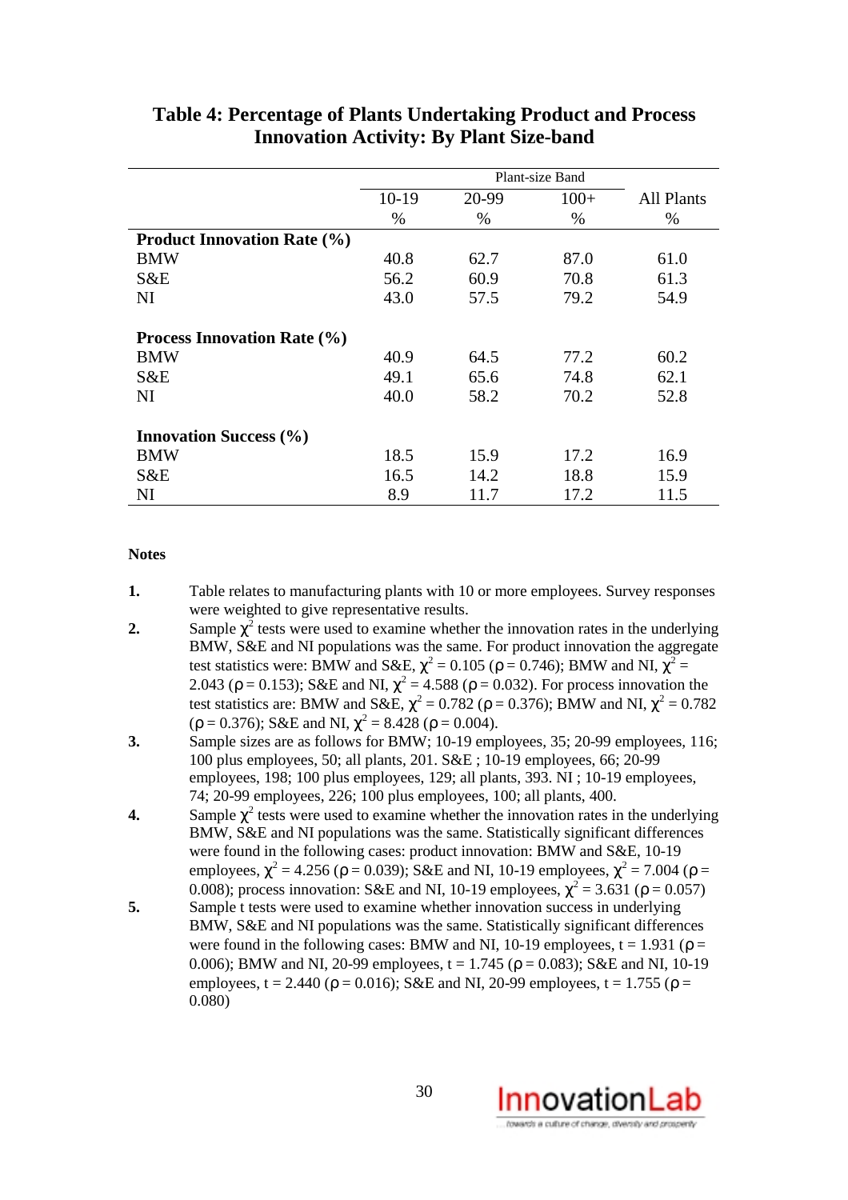# Table 4: Percentage of Plants Undertaking Product and Process Innovation Activity: By Plant Size-band

| | Plant-size Band | | | |
|---|---|---|---|---|
| | 10-19 | 20-99 | 100+ | All Plants |
| | % | % | % | % |
| **Product Innovation Rate (%)** | | | | |
| BMW | 40.8 | 62.7 | 87.0 | 61.0 |
| S&E | 56.2 | 60.9 | 70.8 | 61.3 |
| NI | 43.0 | 57.5 | 79.2 | 54.9 |
| **Process Innovation Rate (%)** | | | | |
| BMW | 40.9 | 64.5 | 77.2 | 60.2 |
| S&E | 49.1 | 65.6 | 74.8 | 62.1 |
| NI | 40.0 | 58.2 | 70.2 | 52.8 |
| **Innovation Success (%)** | | | | |
| BMW | 18.5 | 15.9 | 17.2 | 16.9 |
| S&E | 16.5 | 14.2 | 18.8 | 15.9 |
| NI | 8.9 | 11.7 | 17.2 | 11.5 |

**Notes**

1. Table relates to manufacturing plants with 10 or more employees. Survey responses were weighted to give representative results.
2. Sample $\chi^2$ tests were used to examine whether the innovation rates in the underlying BMW, S&E and NI populations was the same. For product innovation the aggregate test statistics were: BMW and S&E, $\chi^2 = 0.105$ ($\rho = 0.746$); BMW and NI, $\chi^2 = 2.043$ ($\rho = 0.153$); S&E and NI, $\chi^2 = 4.588$ ($\rho = 0.032$). For process innovation the test statistics are: BMW and S&E, $\chi^2 = 0.782$ ($\rho = 0.376$); BMW and NI, $\chi^2 = 0.782$ ($\rho = 0.376$); S&E and NI, $\chi^2 = 8.428$ ($\rho = 0.004$).
3. Sample sizes are as follows for BMW; 10-19 employees, 35; 20-99 employees, 116; 100 plus employees, 50; all plants, 201. S&E ; 10-19 employees, 66; 20-99 employees, 198; 100 plus employees, 129; all plants, 393. NI ; 10-19 employees, 74; 20-99 employees, 226; 100 plus employees, 100; all plants, 400.
4. Sample $\chi^2$ tests were used to examine whether the innovation rates in the underlying BMW, S&E and NI populations was the same. Statistically significant differences were found in the following cases: product innovation: BMW and S&E, 10-19 employees, $\chi^2 = 4.256$ ($\rho = 0.039$); S&E and NI, 10-19 employees, $\chi^2 = 7.004$ ($\rho = 0.008$); process innovation: S&E and NI, 10-19 employees, $\chi^2 = 3.631$ ($\rho = 0.057$)
5. Sample t tests were used to examine whether innovation success in underlying BMW, S&E and NI populations was the same. Statistically significant differences were found in the following cases: BMW and NI, 10-19 employees, $t = 1.931$ ($\rho = 0.006$); BMW and NI, 20-99 employees, $t = 1.745$ ($\rho = 0.083$); S&E and NI, 10-19 employees, $t = 2.440$ ($\rho = 0.016$); S&E and NI, 20-99 employees, $t = 1.755$ ($\rho = 0.080$)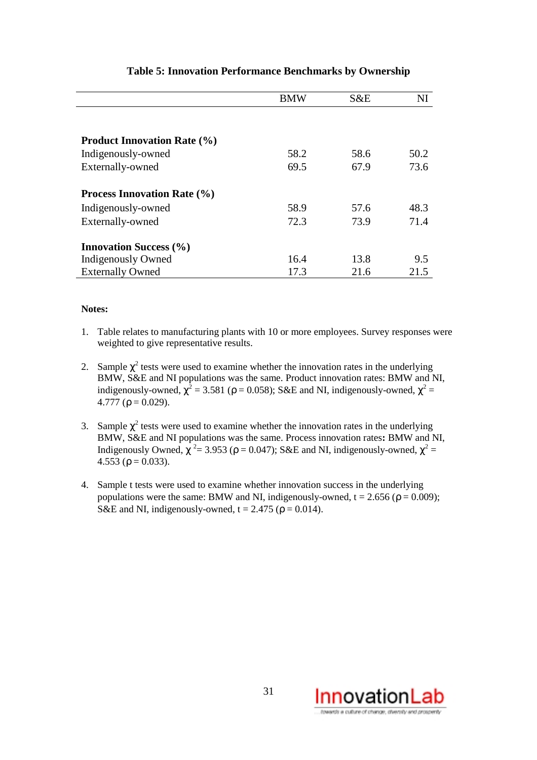### Table 5: Innovation Performance Benchmarks by Ownership

| | BMW | S&E | NI |
|---|---|---|---|
| **Product Innovation Rate (%)** | | | |
| Indigenously-owned | 58.2 | 58.6 | 50.2 |
| Externally-owned | 69.5 | 67.9 | 73.6 |
| **Process Innovation Rate (%)** | | | |
| Indigenously-owned | 58.9 | 57.6 | 48.3 |
| Externally-owned | 72.3 | 73.9 | 71.4 |
| **Innovation Success (%)** | | | |
| Indigenously Owned | 16.4 | 13.8 | 9.5 |
| Externally Owned | 17.3 | 21.6 | 21.5 |

**Notes:**

1. Table relates to manufacturing plants with 10 or more employees. Survey responses were weighted to give representative results.
2. Sample $\chi^2$ tests were used to examine whether the innovation rates in the underlying BMW, S&E and NI populations was the same. Product innovation rates: BMW and NI, indigenously-owned, $\chi^2 = 3.581$ ($\rho = 0.058$); S&E and NI, indigenously-owned, $\chi^2 = 4.777$ ($\rho = 0.029$).
3. Sample $\chi^2$ tests were used to examine whether the innovation rates in the underlying BMW, S&E and NI populations was the same. Process innovation rates**:** BMW and NI, Indigenously Owned, $\chi^2 = 3.953$ ($\rho = 0.047$); S&E and NI, indigenously-owned, $\chi^2 = 4.553$ ($\rho = 0.033$).
4. Sample t tests were used to examine whether innovation success in the underlying populations were the same: BMW and NI, indigenously-owned, $t = 2.656$ ($\rho = 0.009$); S&E and NI, indigenously-owned, $t = 2.475$ ($\rho = 0.014$).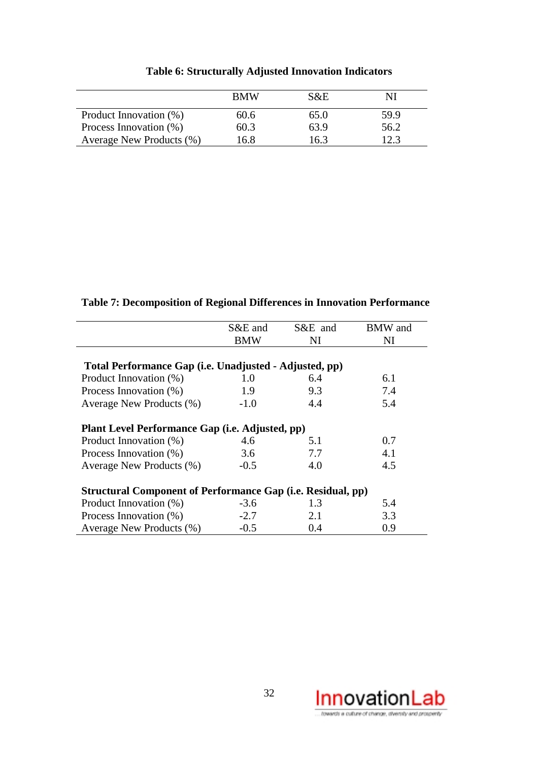**Table 6: Structurally Adjusted Innovation Indicators**

| | BMW | S&E | NI |
|---|---|---|---|
| Product Innovation (%) | 60.6 | 65.0 | 59.9 |
| Process Innovation (%) | 60.3 | 63.9 | 56.2 |
| Average New Products (%) | 16.8 | 16.3 | 12.3 |

**Table 7: Decomposition of Regional Differences in Innovation Performance**

| | S&E and BMW | S&E and NI | BMW and NI |
|---|---|---|---|
| **Total Performance Gap (i.e. Unadjusted - Adjusted, pp)** | | | |
| Product Innovation (%) | 1.0 | 6.4 | 6.1 |
| Process Innovation (%) | 1.9 | 9.3 | 7.4 |
| Average New Products (%) | -1.0 | 4.4 | 5.4 |
| **Plant Level Performance Gap (i.e. Adjusted, pp)** | | | |
| Product Innovation (%) | 4.6 | 5.1 | 0.7 |
| Process Innovation (%) | 3.6 | 7.7 | 4.1 |
| Average New Products (%) | -0.5 | 4.0 | 4.5 |
| **Structural Component of Performance Gap (i.e. Residual, pp)** | | | |
| Product Innovation (%) | -3.6 | 1.3 | 5.4 |
| Process Innovation (%) | -2.7 | 2.1 | 3.3 |
| Average New Products (%) | -0.5 | 0.4 | 0.9 |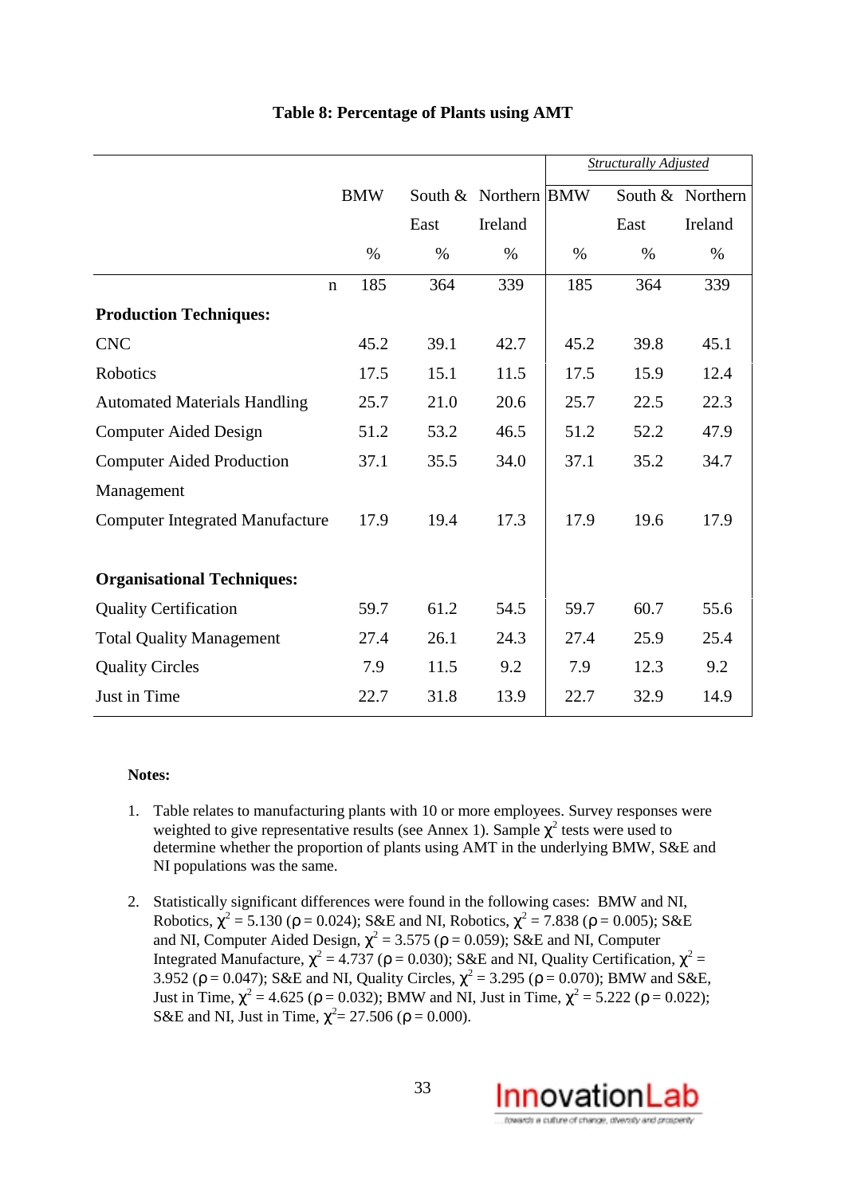**Table 8: Percentage of Plants using AMT**

| | | | | *Structurally Adjusted* | | |
|---|---|---|---|---|---|---|
| | BMW | South & East | Northern Ireland | BMW | South & East | Northern Ireland |
| | % | % | % | % | % | % |
| n | 185 | 364 | 339 | 185 | 364 | 339 |
| **Production Techniques:** | | | | | | |
| CNC | 45.2 | 39.1 | 42.7 | 45.2 | 39.8 | 45.1 |
| Robotics | 17.5 | 15.1 | 11.5 | 17.5 | 15.9 | 12.4 |
| Automated Materials Handling | 25.7 | 21.0 | 20.6 | 25.7 | 22.5 | 22.3 |
| Computer Aided Design | 51.2 | 53.2 | 46.5 | 51.2 | 52.2 | 47.9 |
| Computer Aided Production Management | 37.1 | 35.5 | 34.0 | 37.1 | 35.2 | 34.7 |
| Computer Integrated Manufacture | 17.9 | 19.4 | 17.3 | 17.9 | 19.6 | 17.9 |
| **Organisational Techniques:** | | | | | | |
| Quality Certification | 59.7 | 61.2 | 54.5 | 59.7 | 60.7 | 55.6 |
| Total Quality Management | 27.4 | 26.1 | 24.3 | 27.4 | 25.9 | 25.4 |
| Quality Circles | 7.9 | 11.5 | 9.2 | 7.9 | 12.3 | 9.2 |
| Just in Time | 22.7 | 31.8 | 13.9 | 22.7 | 32.9 | 14.9 |

**Notes:**

1. Table relates to manufacturing plants with 10 or more employees. Survey responses were weighted to give representative results (see Annex 1). Sample $\chi^2$ tests were used to determine whether the proportion of plants using AMT in the underlying BMW, S&E and NI populations was the same.

2. Statistically significant differences were found in the following cases: BMW and NI, Robotics, $\chi^2 = 5.130$ ($\rho = 0.024$); S&E and NI, Robotics, $\chi^2 = 7.838$ ($\rho = 0.005$); S&E and NI, Computer Aided Design, $\chi^2 = 3.575$ ($\rho = 0.059$); S&E and NI, Computer Integrated Manufacture, $\chi^2 = 4.737$ ($\rho = 0.030$); S&E and NI, Quality Certification, $\chi^2 = 3.952$ ($\rho = 0.047$); S&E and NI, Quality Circles, $\chi^2 = 3.295$ ($\rho = 0.070$); BMW and S&E, Just in Time, $\chi^2 = 4.625$ ($\rho = 0.032$); BMW and NI, Just in Time, $\chi^2 = 5.222$ ($\rho = 0.022$); S&E and NI, Just in Time, $\chi^2 = 27.506$ ($\rho = 0.000$).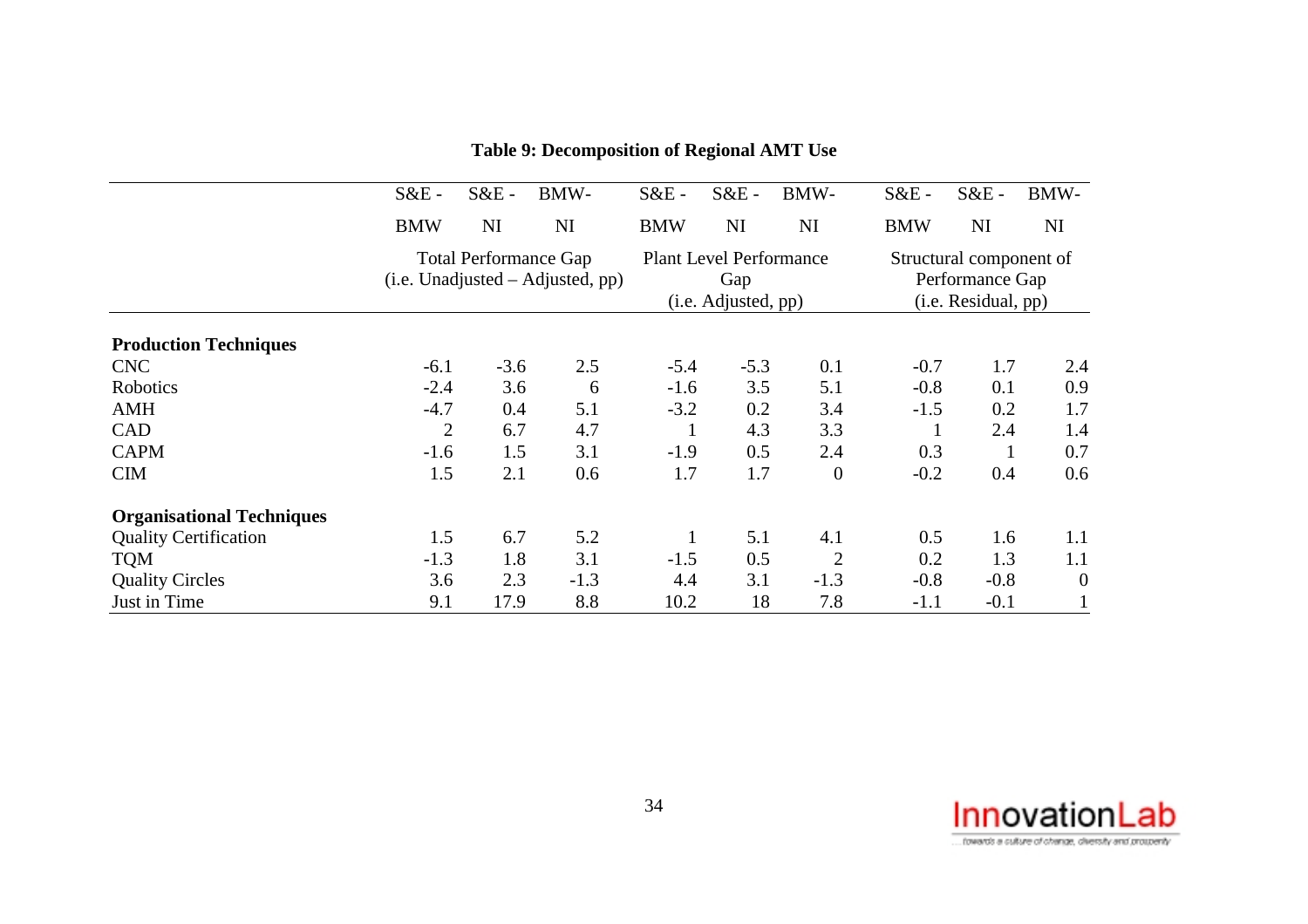**Table 9: Decomposition of Regional AMT Use**

| | S&E - BMW | S&E - NI | BMW- NI | S&E - BMW | S&E - NI | BMW- NI | S&E - BMW | S&E - NI | BMW- NI |
|---|---|---|---|---|---|---|---|---|---|
| | Total Performance Gap (i.e. Unadjusted – Adjusted, pp) | | | Plant Level Performance Gap (i.e. Adjusted, pp) | | | Structural component of Performance Gap (i.e. Residual, pp) | | |
| **Production Techniques** | | | | | | | | | |
| CNC | -6.1 | -3.6 | 2.5 | -5.4 | -5.3 | 0.1 | -0.7 | 1.7 | 2.4 |
| Robotics | -2.4 | 3.6 | 6 | -1.6 | 3.5 | 5.1 | -0.8 | 0.1 | 0.9 |
| AMH | -4.7 | 0.4 | 5.1 | -3.2 | 0.2 | 3.4 | -1.5 | 0.2 | 1.7 |
| CAD | 2 | 6.7 | 4.7 | 1 | 4.3 | 3.3 | 1 | 2.4 | 1.4 |
| CAPM | -1.6 | 1.5 | 3.1 | -1.9 | 0.5 | 2.4 | 0.3 | 1 | 0.7 |
| CIM | 1.5 | 2.1 | 0.6 | 1.7 | 1.7 | 0 | -0.2 | 0.4 | 0.6 |
| **Organisational Techniques** | | | | | | | | | |
| Quality Certification | 1.5 | 6.7 | 5.2 | 1 | 5.1 | 4.1 | 0.5 | 1.6 | 1.1 |
| TQM | -1.3 | 1.8 | 3.1 | -1.5 | 0.5 | 2 | 0.2 | 1.3 | 1.1 |
| Quality Circles | 3.6 | 2.3 | -1.3 | 4.4 | 3.1 | -1.3 | -0.8 | -0.8 | 0 |
| Just in Time | 9.1 | 17.9 | 8.8 | 10.2 | 18 | 7.8 | -1.1 | -0.1 | 1 |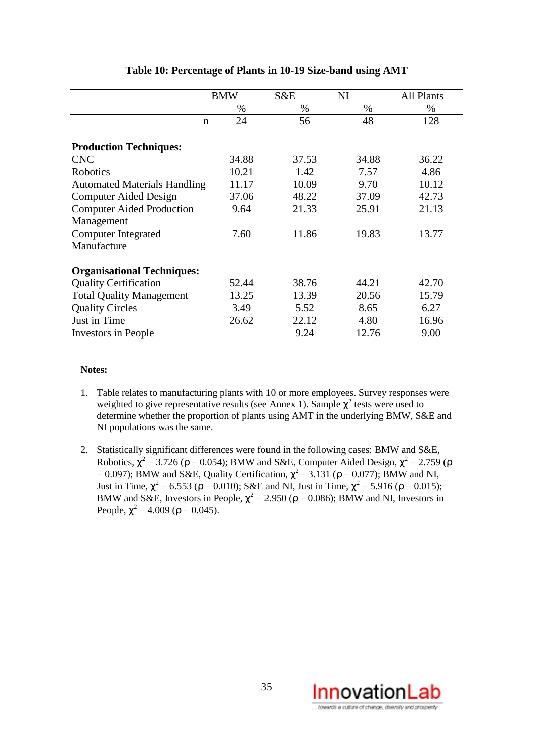**Table 10: Percentage of Plants in 10-19 Size-band using AMT**

| | BMW | S&E | NI | All Plants |
|---|---|---|---|---|
| | % | % | % | % |
| n | 24 | 56 | 48 | 128 |
| **Production Techniques:** | | | | |
| CNC | 34.88 | 37.53 | 34.88 | 36.22 |
| Robotics | 10.21 | 1.42 | 7.57 | 4.86 |
| Automated Materials Handling | 11.17 | 10.09 | 9.70 | 10.12 |
| Computer Aided Design | 37.06 | 48.22 | 37.09 | 42.73 |
| Computer Aided Production Management | 9.64 | 21.33 | 25.91 | 21.13 |
| Computer Integrated Manufacture | 7.60 | 11.86 | 19.83 | 13.77 |
| **Organisational Techniques:** | | | | |
| Quality Certification | 52.44 | 38.76 | 44.21 | 42.70 |
| Total Quality Management | 13.25 | 13.39 | 20.56 | 15.79 |
| Quality Circles | 3.49 | 5.52 | 8.65 | 6.27 |
| Just in Time | 26.62 | 22.12 | 4.80 | 16.96 |
| Investors in People | | 9.24 | 12.76 | 9.00 |

**Notes:**

1. Table relates to manufacturing plants with 10 or more employees. Survey responses were weighted to give representative results (see Annex 1). Sample $\chi^2$ tests were used to determine whether the proportion of plants using AMT in the underlying BMW, S&E and NI populations was the same.

2. Statistically significant differences were found in the following cases: BMW and S&E, Robotics, $\chi^2 = 3.726$ ($\rho = 0.054$); BMW and S&E, Computer Aided Design, $\chi^2 = 2.759$ ($\rho = 0.097$); BMW and S&E, Quality Certification, $\chi^2 = 3.131$ ($\rho = 0.077$); BMW and NI, Just in Time, $\chi^2 = 6.553$ ($\rho = 0.010$); S&E and NI, Just in Time, $\chi^2 = 5.916$ ($\rho = 0.015$); BMW and S&E, Investors in People, $\chi^2 = 2.950$ ($\rho = 0.086$); BMW and NI, Investors in People, $\chi^2 = 4.009$ ($\rho = 0.045$).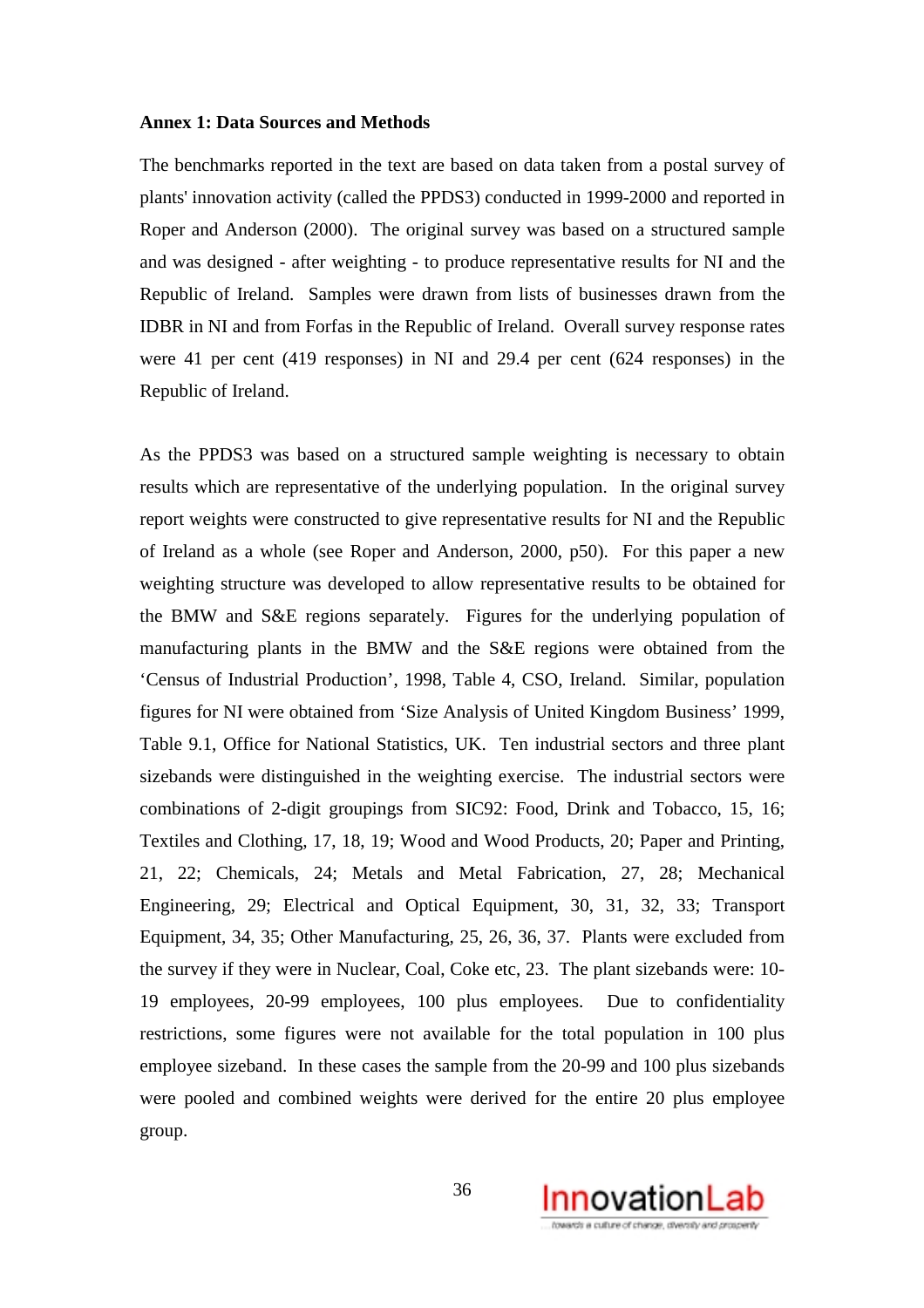**Annex 1: Data Sources and Methods**

The benchmarks reported in the text are based on data taken from a postal survey of plants' innovation activity (called the PPDS3) conducted in 1999-2000 and reported in Roper and Anderson (2000). The original survey was based on a structured sample and was designed - after weighting - to produce representative results for NI and the Republic of Ireland. Samples were drawn from lists of businesses drawn from the IDBR in NI and from Forfas in the Republic of Ireland. Overall survey response rates were 41 per cent (419 responses) in NI and 29.4 per cent (624 responses) in the Republic of Ireland.

As the PPDS3 was based on a structured sample weighting is necessary to obtain results which are representative of the underlying population. In the original survey report weights were constructed to give representative results for NI and the Republic of Ireland as a whole (see Roper and Anderson, 2000, p50). For this paper a new weighting structure was developed to allow representative results to be obtained for the BMW and S&E regions separately. Figures for the underlying population of manufacturing plants in the BMW and the S&E regions were obtained from the 'Census of Industrial Production', 1998, Table 4, CSO, Ireland. Similar, population figures for NI were obtained from 'Size Analysis of United Kingdom Business' 1999, Table 9.1, Office for National Statistics, UK. Ten industrial sectors and three plant sizebands were distinguished in the weighting exercise. The industrial sectors were combinations of 2-digit groupings from SIC92: Food, Drink and Tobacco, 15, 16; Textiles and Clothing, 17, 18, 19; Wood and Wood Products, 20; Paper and Printing, 21, 22; Chemicals, 24; Metals and Metal Fabrication, 27, 28; Mechanical Engineering, 29; Electrical and Optical Equipment, 30, 31, 32, 33; Transport Equipment, 34, 35; Other Manufacturing, 25, 26, 36, 37. Plants were excluded from the survey if they were in Nuclear, Coal, Coke etc, 23. The plant sizebands were: 10-19 employees, 20-99 employees, 100 plus employees. Due to confidentiality restrictions, some figures were not available for the total population in 100 plus employee sizeband. In these cases the sample from the 20-99 and 100 plus sizebands were pooled and combined weights were derived for the entire 20 plus employee group.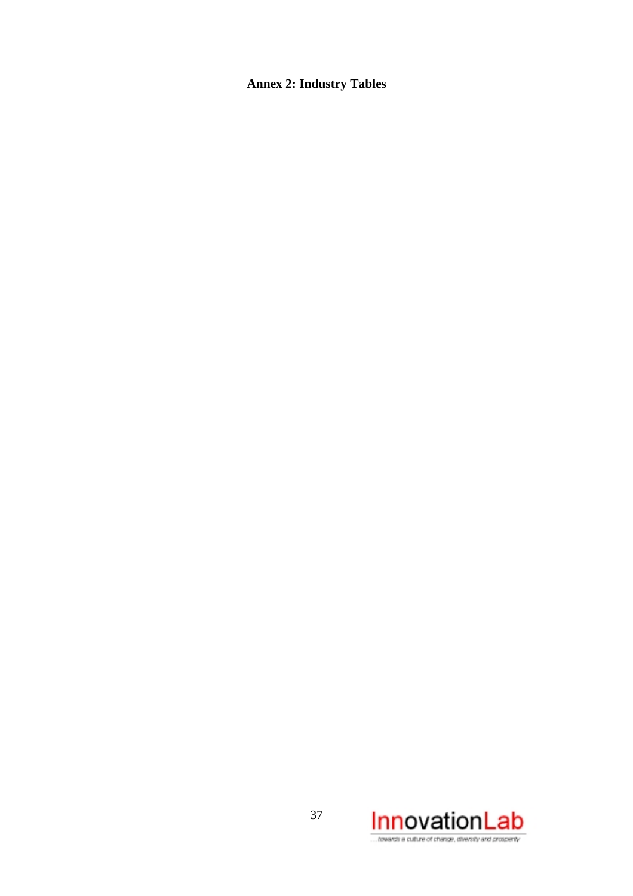**Annex 2: Industry Tables**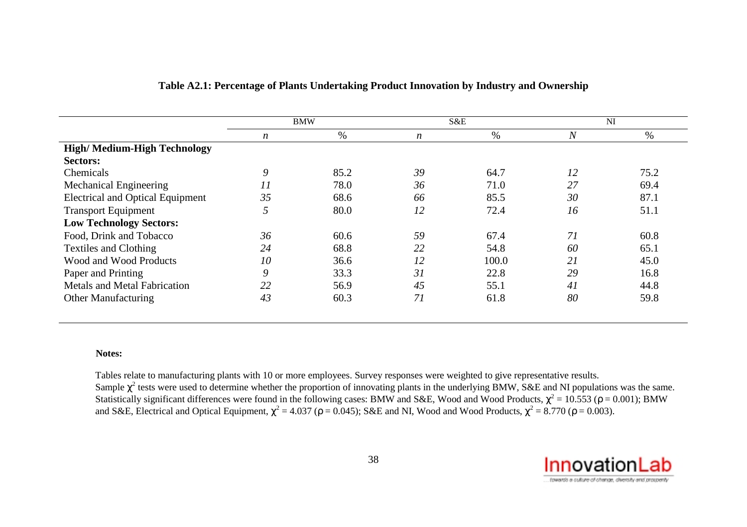**Table A2.1: Percentage of Plants Undertaking Product Innovation by Industry and Ownership**

| | BMW | | S&E | | NI | |
|---|---|---|---|---|---|---|
| | *n* | % | *n* | % | *N* | % |
| **High/ Medium-High Technology Sectors:** | | | | | | |
| Chemicals | *9* | 85.2 | *39* | 64.7 | *12* | 75.2 |
| Mechanical Engineering | *11* | 78.0 | *36* | 71.0 | *27* | 69.4 |
| Electrical and Optical Equipment | *35* | 68.6 | *66* | 85.5 | *30* | 87.1 |
| Transport Equipment | *5* | 80.0 | *12* | 72.4 | *16* | 51.1 |
| **Low Technology Sectors:** | | | | | | |
| Food, Drink and Tobacco | *36* | 60.6 | *59* | 67.4 | *71* | 60.8 |
| Textiles and Clothing | *24* | 68.8 | *22* | 54.8 | *60* | 65.1 |
| Wood and Wood Products | *10* | 36.6 | *12* | 100.0 | *21* | 45.0 |
| Paper and Printing | *9* | 33.3 | *31* | 22.8 | *29* | 16.8 |
| Metals and Metal Fabrication | *22* | 56.9 | *45* | 55.1 | *41* | 44.8 |
| Other Manufacturing | *43* | 60.3 | *71* | 61.8 | *80* | 59.8 |

**Notes:**

Tables relate to manufacturing plants with 10 or more employees. Survey responses were weighted to give representative results.
Sample $\chi^2$ tests were used to determine whether the proportion of innovating plants in the underlying BMW, S&E and NI populations was the same. Statistically significant differences were found in the following cases: BMW and S&E, Wood and Wood Products, $\chi^2 = 10.553$ ($\rho = 0.001$); BMW and S&E, Electrical and Optical Equipment, $\chi^2 = 4.037$ ($\rho = 0.045$); S&E and NI, Wood and Wood Products, $\chi^2 = 8.770$ ($\rho = 0.003$).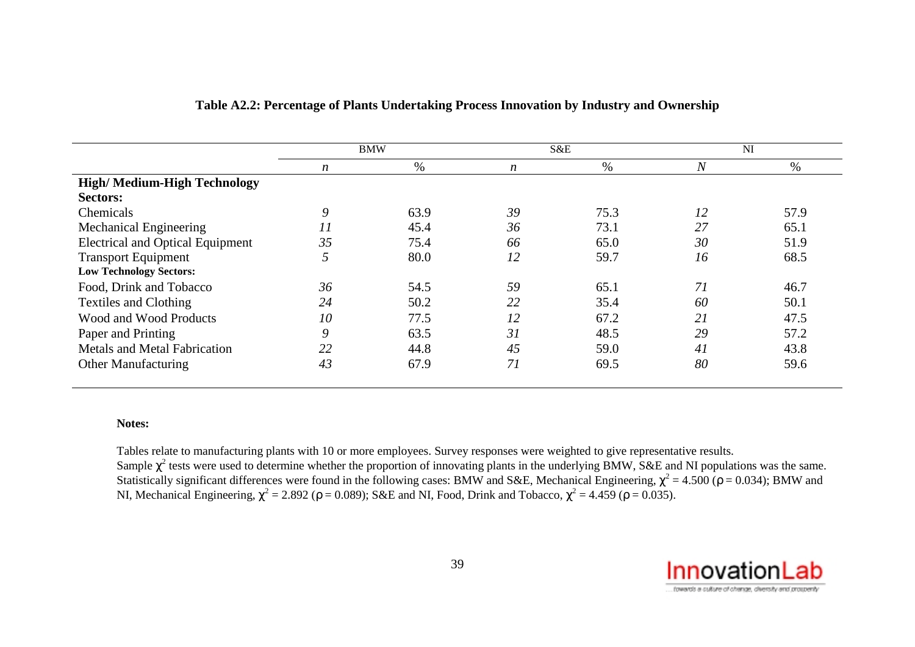**Table A2.2: Percentage of Plants Undertaking Process Innovation by Industry and Ownership**

| | BMW | | S&E | | NI | |
|---|---|---|---|---|---|---|
| | *n* | % | *n* | % | *N* | % |
| **High/ Medium-High Technology Sectors:** | | | | | | |
| Chemicals | *9* | 63.9 | *39* | 75.3 | *12* | 57.9 |
| Mechanical Engineering | *11* | 45.4 | *36* | 73.1 | *27* | 65.1 |
| Electrical and Optical Equipment | *35* | 75.4 | *66* | 65.0 | *30* | 51.9 |
| Transport Equipment | *5* | 80.0 | *12* | 59.7 | *16* | 68.5 |
| **Low Technology Sectors:** | | | | | | |
| Food, Drink and Tobacco | *36* | 54.5 | *59* | 65.1 | *71* | 46.7 |
| Textiles and Clothing | *24* | 50.2 | *22* | 35.4 | *60* | 50.1 |
| Wood and Wood Products | *10* | 77.5 | *12* | 67.2 | *21* | 47.5 |
| Paper and Printing | *9* | 63.5 | *31* | 48.5 | *29* | 57.2 |
| Metals and Metal Fabrication | *22* | 44.8 | *45* | 59.0 | *41* | 43.8 |
| Other Manufacturing | *43* | 67.9 | *71* | 69.5 | *80* | 59.6 |

**Notes:**

Tables relate to manufacturing plants with 10 or more employees. Survey responses were weighted to give representative results.
Sample $\chi^2$ tests were used to determine whether the proportion of innovating plants in the underlying BMW, S&E and NI populations was the same. Statistically significant differences were found in the following cases: BMW and S&E, Mechanical Engineering, $\chi^2 = 4.500$ ($\rho = 0.034$); BMW and NI, Mechanical Engineering, $\chi^2 = 2.892$ ($\rho = 0.089$); S&E and NI, Food, Drink and Tobacco, $\chi^2 = 4.459$ ($\rho = 0.035$).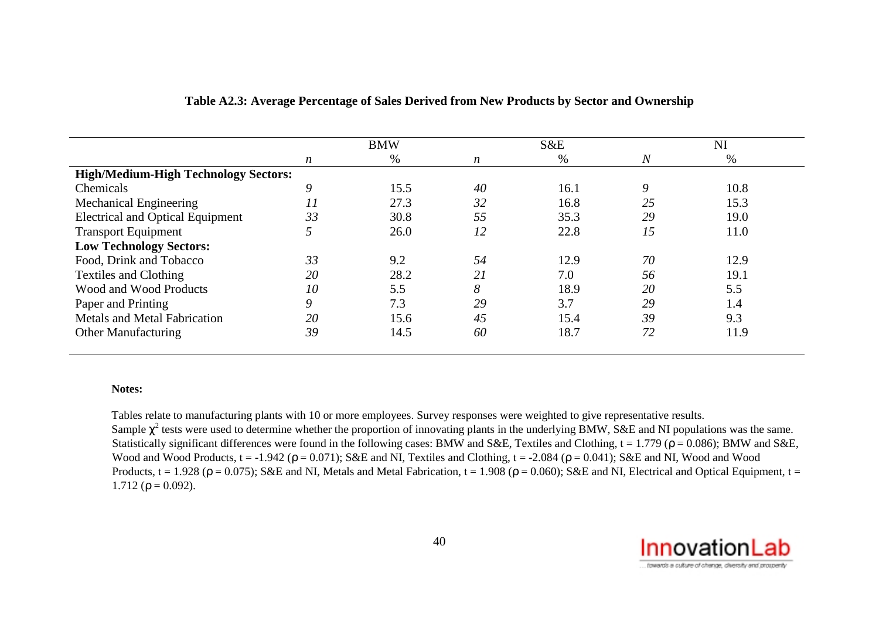**Table A2.3: Average Percentage of Sales Derived from New Products by Sector and Ownership**

| | BMW | | S&E | | NI | |
|---|---|---|---|---|---|---|
| | *n* | % | *n* | % | *N* | % |
| **High/Medium-High Technology Sectors:** | | | | | | |
| Chemicals | *9* | 15.5 | *40* | 16.1 | *9* | 10.8 |
| Mechanical Engineering | *11* | 27.3 | *32* | 16.8 | *25* | 15.3 |
| Electrical and Optical Equipment | *33* | 30.8 | *55* | 35.3 | *29* | 19.0 |
| Transport Equipment | *5* | 26.0 | *12* | 22.8 | *15* | 11.0 |
| **Low Technology Sectors:** | | | | | | |
| Food, Drink and Tobacco | *33* | 9.2 | *54* | 12.9 | *70* | 12.9 |
| Textiles and Clothing | *20* | 28.2 | *21* | 7.0 | *56* | 19.1 |
| Wood and Wood Products | *10* | 5.5 | *8* | 18.9 | *20* | 5.5 |
| Paper and Printing | *9* | 7.3 | *29* | 3.7 | *29* | 1.4 |
| Metals and Metal Fabrication | *20* | 15.6 | *45* | 15.4 | *39* | 9.3 |
| Other Manufacturing | *39* | 14.5 | *60* | 18.7 | *72* | 11.9 |

**Notes:**

Tables relate to manufacturing plants with 10 or more employees. Survey responses were weighted to give representative results.
Sample $\chi^2$ tests were used to determine whether the proportion of innovating plants in the underlying BMW, S&E and NI populations was the same. Statistically significant differences were found in the following cases: BMW and S&E, Textiles and Clothing, $t = 1.779$ ($\rho = 0.086$); BMW and S&E, Wood and Wood Products, $t = -1.942$ ($\rho = 0.071$); S&E and NI, Textiles and Clothing, $t = -2.084$ ($\rho = 0.041$); S&E and NI, Wood and Wood Products, $t = 1.928$ ($\rho = 0.075$); S&E and NI, Metals and Metal Fabrication, $t = 1.908$ ($\rho = 0.060$); S&E and NI, Electrical and Optical Equipment, $t = 1.712$ ($\rho = 0.092$).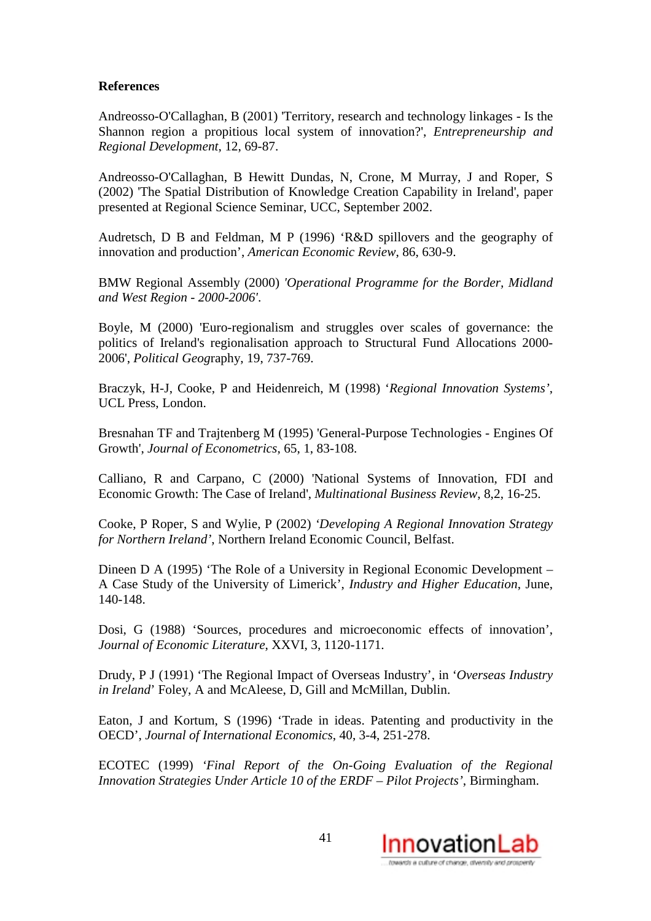**References**

Andreosso-O'Callaghan, B (2001) 'Territory, research and technology linkages - Is the Shannon region a propitious local system of innovation?', *Entrepreneurship and Regional Development*, 12, 69-87.

Andreosso-O'Callaghan, B Hewitt Dundas, N, Crone, M Murray, J and Roper, S (2002) 'The Spatial Distribution of Knowledge Creation Capability in Ireland', paper presented at Regional Science Seminar, UCC, September 2002.

Audretsch, D B and Feldman, M P (1996) 'R&D spillovers and the geography of innovation and production', *American Economic Review*, 86, 630-9.

BMW Regional Assembly (2000) *'Operational Programme for the Border, Midland and West Region - 2000-2006'.*

Boyle, M (2000) 'Euro-regionalism and struggles over scales of governance: the politics of Ireland's regionalisation approach to Structural Fund Allocations 2000-2006', *Political Geog*raphy, 19, 737-769.

Braczyk, H-J, Cooke, P and Heidenreich, M (1998) '*Regional Innovation Systems'*, UCL Press, London.

Bresnahan TF and Trajtenberg M (1995) 'General-Purpose Technologies - Engines Of Growth', *Journal of Econometrics*, 65, 1, 83-108.

Calliano, R and Carpano, C (2000) 'National Systems of Innovation, FDI and Economic Growth: The Case of Ireland', *Multinational Business Review*, 8,2, 16-25.

Cooke, P Roper, S and Wylie, P (2002) *'Developing A Regional Innovation Strategy for Northern Ireland'*, Northern Ireland Economic Council, Belfast.

Dineen D A (1995) 'The Role of a University in Regional Economic Development – A Case Study of the University of Limerick', *Industry and Higher Education*, June, 140-148.

Dosi, G (1988) 'Sources, procedures and microeconomic effects of innovation', *Journal of Economic Literature*, XXVI, 3, 1120-1171.

Drudy, P J (1991) 'The Regional Impact of Overseas Industry', in '*Overseas Industry in Ireland*' Foley, A and McAleese, D, Gill and McMillan, Dublin.

Eaton, J and Kortum, S (1996) 'Trade in ideas. Patenting and productivity in the OECD', *Journal of International Economics*, 40, 3-4, 251-278.

ECOTEC (1999) *'Final Report of the On-Going Evaluation of the Regional Innovation Strategies Under Article 10 of the ERDF – Pilot Projects'*, Birmingham.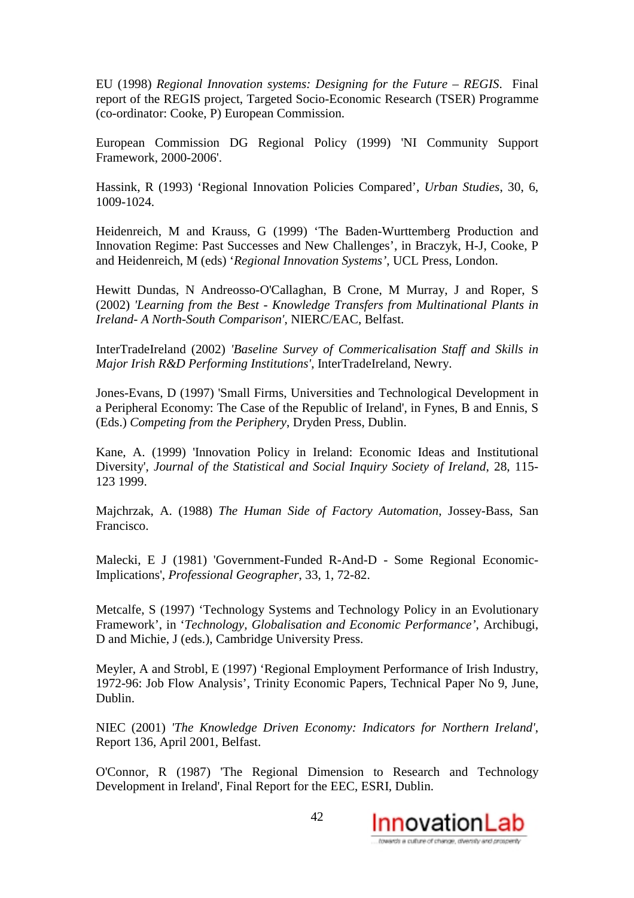EU (1998) *Regional Innovation systems: Designing for the Future – REGIS*. Final report of the REGIS project, Targeted Socio-Economic Research (TSER) Programme (co-ordinator: Cooke, P) European Commission.

European Commission DG Regional Policy (1999) 'NI Community Support Framework, 2000-2006'.

Hassink, R (1993) 'Regional Innovation Policies Compared', *Urban Studies*, 30, 6, 1009-1024.

Heidenreich, M and Krauss, G (1999) 'The Baden-Wurttemberg Production and Innovation Regime: Past Successes and New Challenges', in Braczyk, H-J, Cooke, P and Heidenreich, M (eds) '*Regional Innovation Systems*', UCL Press, London.

Hewitt Dundas, N Andreosso-O'Callaghan, B Crone, M Murray, J and Roper, S (2002) *'Learning from the Best - Knowledge Transfers from Multinational Plants in Ireland- A North-South Comparison'*, NIERC/EAC, Belfast.

InterTradeIreland (2002) *'Baseline Survey of Commericalisation Staff and Skills in Major Irish R&D Performing Institutions'*, InterTradeIreland, Newry.

Jones-Evans, D (1997) 'Small Firms, Universities and Technological Development in a Peripheral Economy: The Case of the Republic of Ireland', in Fynes, B and Ennis, S (Eds.) *Competing from the Periphery*, Dryden Press, Dublin.

Kane, A. (1999) 'Innovation Policy in Ireland: Economic Ideas and Institutional Diversity', *Journal of the Statistical and Social Inquiry Society of Ireland*, 28, 115-123 1999.

Majchrzak, A. (1988) *The Human Side of Factory Automation*, Jossey-Bass, San Francisco.

Malecki, E J (1981) 'Government-Funded R-And-D - Some Regional Economic-Implications', *Professional Geographer*, 33, 1, 72-82.

Metcalfe, S (1997) 'Technology Systems and Technology Policy in an Evolutionary Framework', in '*Technology, Globalisation and Economic Performance*', Archibugi, D and Michie, J (eds.), Cambridge University Press.

Meyler, A and Strobl, E (1997) 'Regional Employment Performance of Irish Industry, 1972-96: Job Flow Analysis', Trinity Economic Papers, Technical Paper No 9, June, Dublin.

NIEC (2001) *'The Knowledge Driven Economy: Indicators for Northern Ireland'*, Report 136, April 2001, Belfast.

O'Connor, R (1987) 'The Regional Dimension to Research and Technology Development in Ireland', Final Report for the EEC, ESRI, Dublin.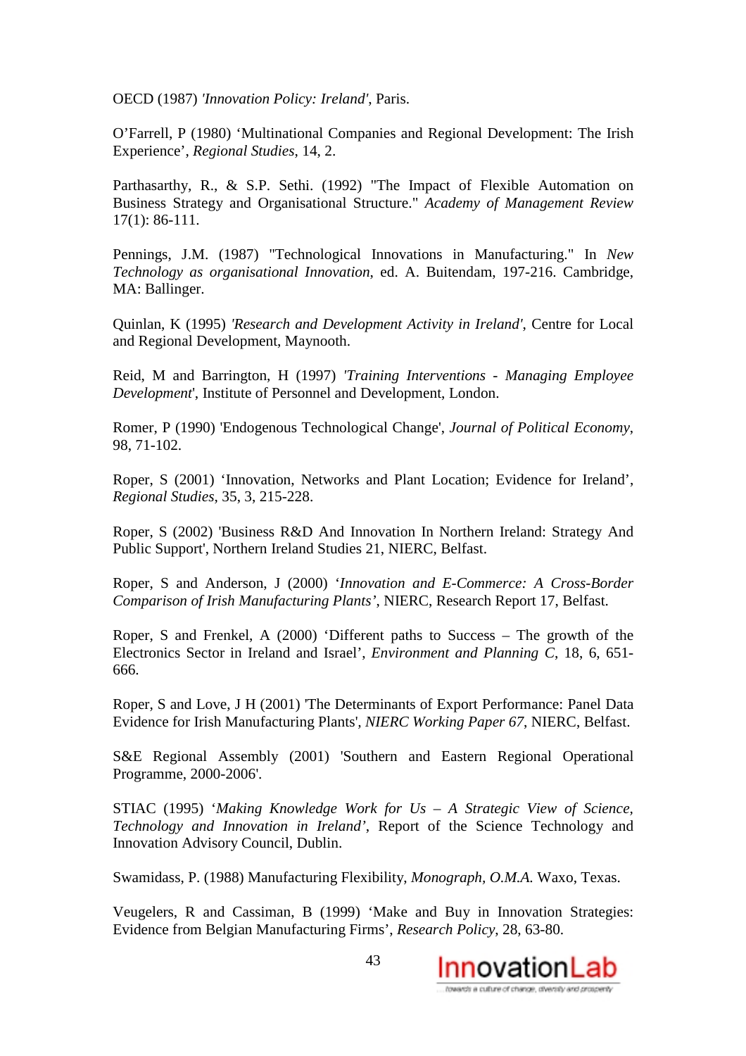OECD (1987) *'Innovation Policy: Ireland'*, Paris.

O'Farrell, P (1980) 'Multinational Companies and Regional Development: The Irish Experience', *Regional Studies*, 14, 2.

Parthasarthy, R., & S.P. Sethi. (1992) "The Impact of Flexible Automation on Business Strategy and Organisational Structure." *Academy of Management Review* 17(1): 86-111.

Pennings, J.M. (1987) "Technological Innovations in Manufacturing." In *New Technology as organisational Innovation*, ed. A. Buitendam, 197-216. Cambridge, MA: Ballinger.

Quinlan, K (1995) *'Research and Development Activity in Ireland'*, Centre for Local and Regional Development, Maynooth.

Reid, M and Barrington, H (1997) *'Training Interventions - Managing Employee Development*', Institute of Personnel and Development, London.

Romer, P (1990) 'Endogenous Technological Change', *Journal of Political Economy*, 98, 71-102.

Roper, S (2001) 'Innovation, Networks and Plant Location; Evidence for Ireland', *Regional Studies*, 35, 3, 215-228.

Roper, S (2002) 'Business R&D And Innovation In Northern Ireland: Strategy And Public Support', Northern Ireland Studies 21, NIERC, Belfast.

Roper, S and Anderson, J (2000) '*Innovation and E-Commerce: A Cross-Border Comparison of Irish Manufacturing Plants'*, NIERC, Research Report 17, Belfast.

Roper, S and Frenkel, A (2000) 'Different paths to Success – The growth of the Electronics Sector in Ireland and Israel', *Environment and Planning C*, 18, 6, 651-666.

Roper, S and Love, J H (2001) 'The Determinants of Export Performance: Panel Data Evidence for Irish Manufacturing Plants', *NIERC Working Paper 67*, NIERC, Belfast.

S&E Regional Assembly (2001) 'Southern and Eastern Regional Operational Programme, 2000-2006'.

STIAC (1995) '*Making Knowledge Work for Us – A Strategic View of Science, Technology and Innovation in Ireland'*, Report of the Science Technology and Innovation Advisory Council, Dublin.

Swamidass, P. (1988) Manufacturing Flexibility, *Monograph, O.M.A.* Waxo, Texas.

Veugelers, R and Cassiman, B (1999) 'Make and Buy in Innovation Strategies: Evidence from Belgian Manufacturing Firms', *Research Policy*, 28, 63-80.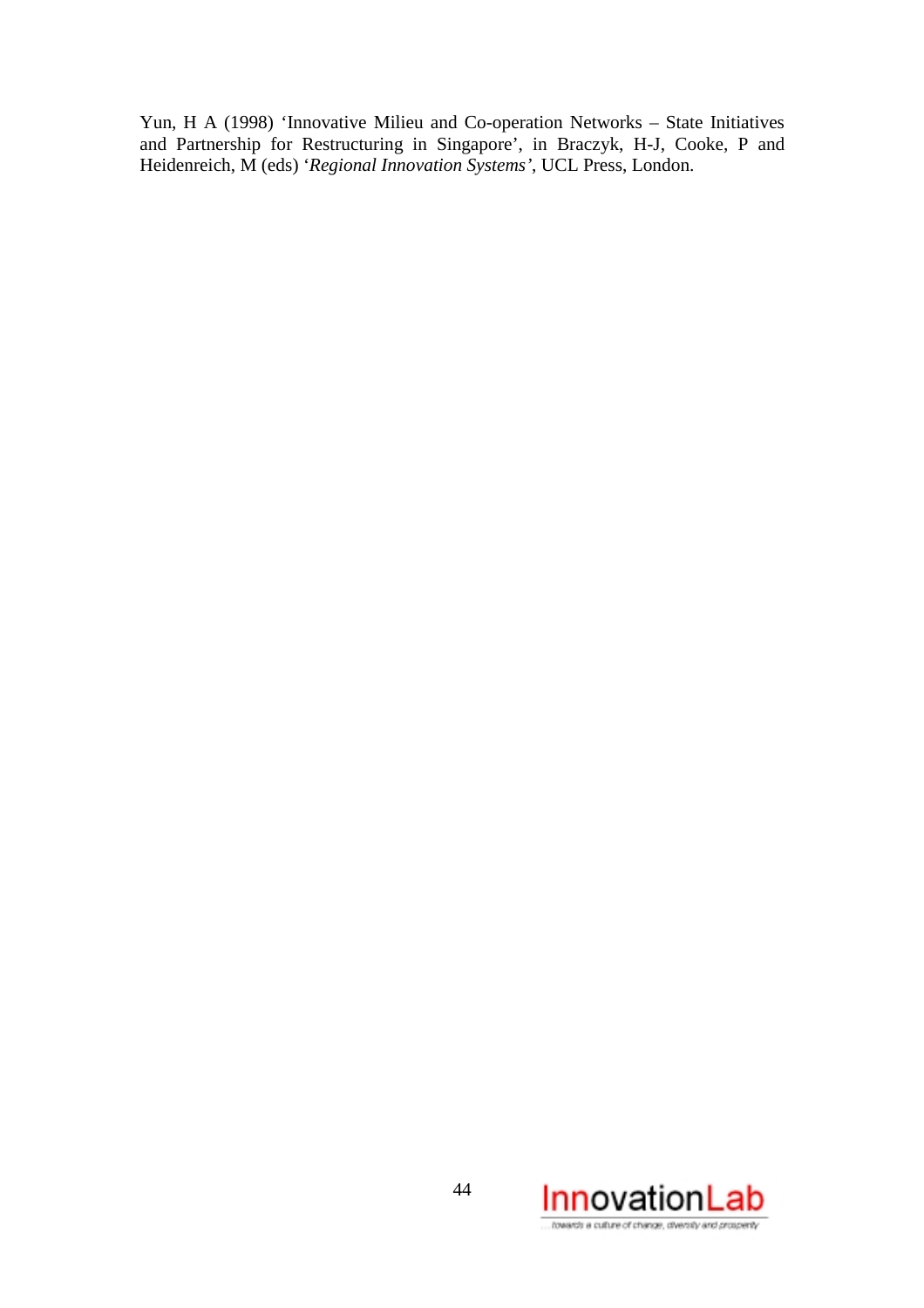Yun, H A (1998) 'Innovative Milieu and Co-operation Networks – State Initiatives and Partnership for Restructuring in Singapore', in Braczyk, H-J, Cooke, P and Heidenreich, M (eds) '*Regional Innovation Systems'*, UCL Press, London.